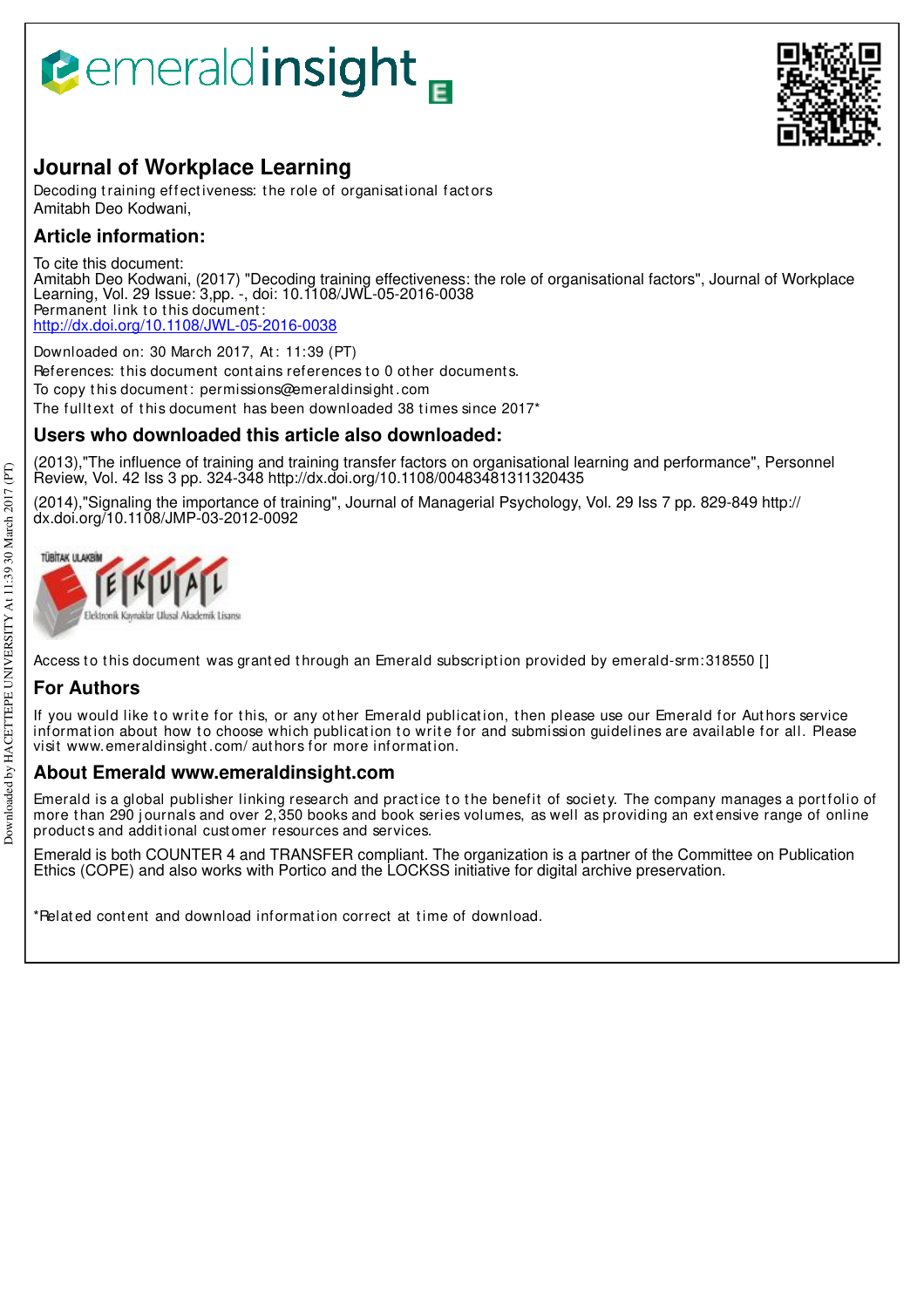# emeraldinsight

## Journal of Workplace Learning

Decoding training effectiveness: the role of organisational factors
Amitabh Deo Kodwani,

## Article information:

To cite this document:
Amitabh Deo Kodwani, (2017) "Decoding training effectiveness: the role of organisational factors", Journal of Workplace Learning, Vol. 29 Issue: 3,pp. -, doi: 10.1108/JWL-05-2016-0038
Permanent link to this document:
http://dx.doi.org/10.1108/JWL-05-2016-0038

Downloaded on: 30 March 2017, At: 11:39 (PT)
References: this document contains references to 0 other documents.
To copy this document: permissions@emeraldinsight.com
The fulltext of this document has been downloaded 38 times since 2017*

## Users who downloaded this article also downloaded:

(2013),"The influence of training and training transfer factors on organisational learning and performance", Personnel Review, Vol. 42 Iss 3 pp. 324-348 http://dx.doi.org/10.1108/00483481311320435

(2014),"Signaling the importance of training", Journal of Managerial Psychology, Vol. 29 Iss 7 pp. 829-849 http://dx.doi.org/10.1108/JMP-03-2012-0092

Access to this document was granted through an Emerald subscription provided by emerald-srm:318550 []

## For Authors

If you would like to write for this, or any other Emerald publication, then please use our Emerald for Authors service information about how to choose which publication to write for and submission guidelines are available for all. Please visit www.emeraldinsight.com/authors for more information.

## About Emerald www.emeraldinsight.com

Emerald is a global publisher linking research and practice to the benefit of society. The company manages a portfolio of more than 290 journals and over 2,350 books and book series volumes, as well as providing an extensive range of online products and additional customer resources and services.

Emerald is both COUNTER 4 and TRANSFER compliant. The organization is a partner of the Committee on Publication Ethics (COPE) and also works with Portico and the LOCKSS initiative for digital archive preservation.

*Related content and download information correct at time of download.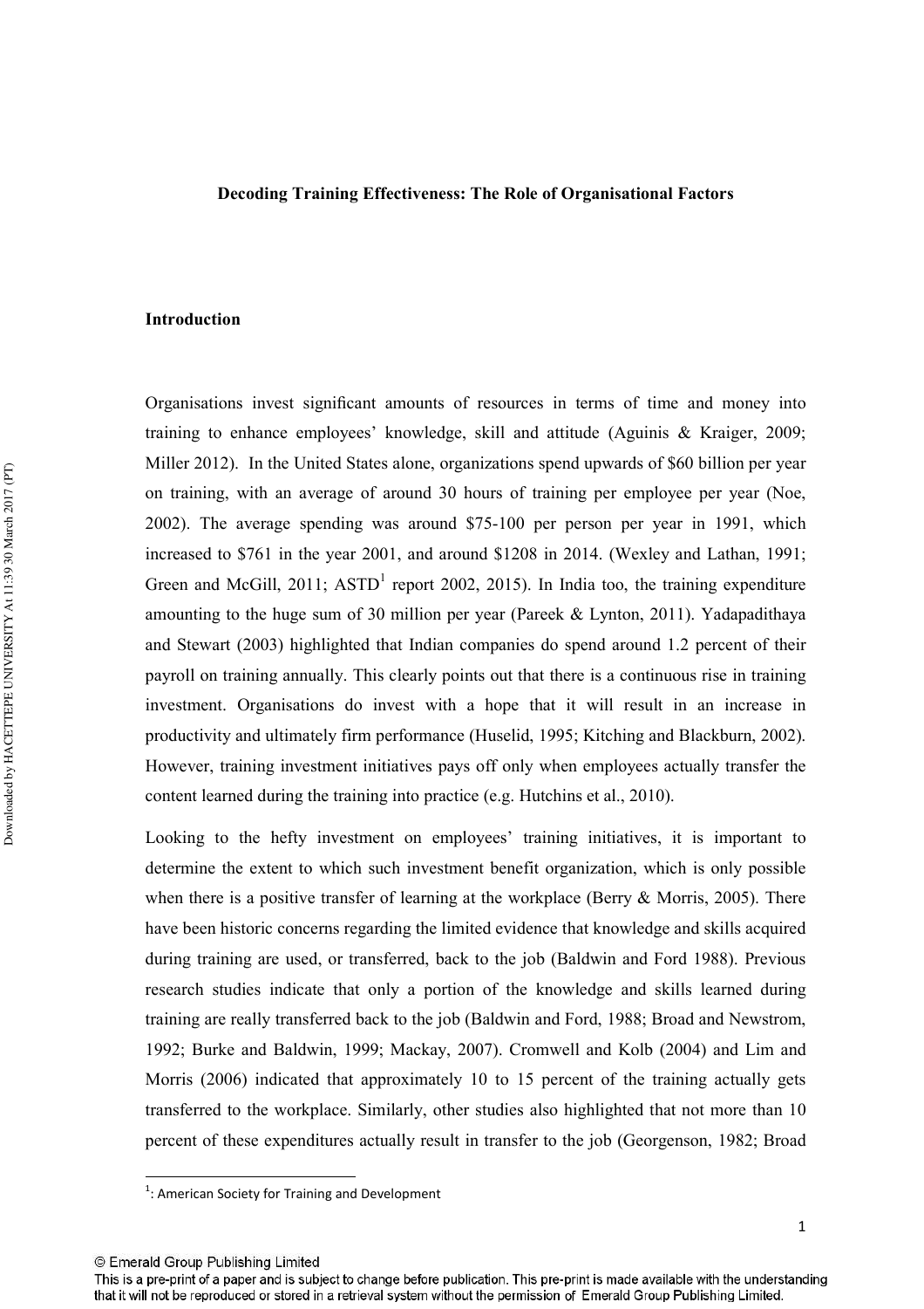**Decoding Training Effectiveness: The Role of Organisational Factors**

**Introduction**

Organisations invest significant amounts of resources in terms of time and money into training to enhance employees' knowledge, skill and attitude (Aguinis & Kraiger, 2009; Miller 2012). In the United States alone, organizations spend upwards of $60 billion per year on training, with an average of around 30 hours of training per employee per year (Noe, 2002). The average spending was around $75-100 per person per year in 1991, which increased to $761 in the year 2001, and around $1208 in 2014. (Wexley and Lathan, 1991; Green and McGill, 2011; ASTD[1] report 2002, 2015). In India too, the training expenditure amounting to the huge sum of 30 million per year (Pareek & Lynton, 2011). Yadapadithaya and Stewart (2003) highlighted that Indian companies do spend around 1.2 percent of their payroll on training annually. This clearly points out that there is a continuous rise in training investment. Organisations do invest with a hope that it will result in an increase in productivity and ultimately firm performance (Huselid, 1995; Kitching and Blackburn, 2002). However, training investment initiatives pays off only when employees actually transfer the content learned during the training into practice (e.g. Hutchins et al., 2010).

Looking to the hefty investment on employees' training initiatives, it is important to determine the extent to which such investment benefit organization, which is only possible when there is a positive transfer of learning at the workplace (Berry & Morris, 2005). There have been historic concerns regarding the limited evidence that knowledge and skills acquired during training are used, or transferred, back to the job (Baldwin and Ford 1988). Previous research studies indicate that only a portion of the knowledge and skills learned during training are really transferred back to the job (Baldwin and Ford, 1988; Broad and Newstrom, 1992; Burke and Baldwin, 1999; Mackay, 2007). Cromwell and Kolb (2004) and Lim and Morris (2006) indicated that approximately 10 to 15 percent of the training actually gets transferred to the workplace. Similarly, other studies also highlighted that not more than 10 percent of these expenditures actually result in transfer to the job (Georgenson, 1982; Broad

[1]: American Society for Training and Development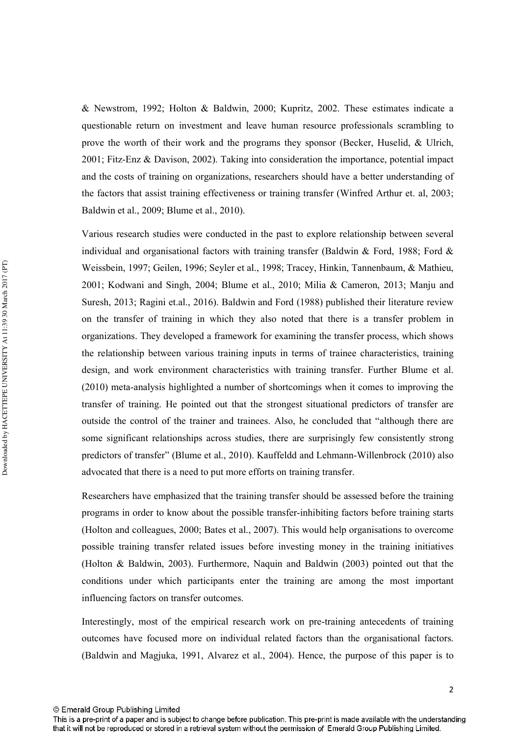& Newstrom, 1992; Holton & Baldwin, 2000; Kupritz, 2002. These estimates indicate a questionable return on investment and leave human resource professionals scrambling to prove the worth of their work and the programs they sponsor (Becker, Huselid, & Ulrich, 2001; Fitz-Enz & Davison, 2002). Taking into consideration the importance, potential impact and the costs of training on organizations, researchers should have a better understanding of the factors that assist training effectiveness or training transfer (Winfred Arthur et. al, 2003; Baldwin et al., 2009; Blume et al., 2010).

Various research studies were conducted in the past to explore relationship between several individual and organisational factors with training transfer (Baldwin & Ford, 1988; Ford & Weissbein, 1997; Geilen, 1996; Seyler et al., 1998; Tracey, Hinkin, Tannenbaum, & Mathieu, 2001; Kodwani and Singh, 2004; Blume et al., 2010; Milia & Cameron, 2013; Manju and Suresh, 2013; Ragini et.al., 2016). Baldwin and Ford (1988) published their literature review on the transfer of training in which they also noted that there is a transfer problem in organizations. They developed a framework for examining the transfer process, which shows the relationship between various training inputs in terms of trainee characteristics, training design, and work environment characteristics with training transfer. Further Blume et al. (2010) meta-analysis highlighted a number of shortcomings when it comes to improving the transfer of training. He pointed out that the strongest situational predictors of transfer are outside the control of the trainer and trainees. Also, he concluded that "although there are some significant relationships across studies, there are surprisingly few consistently strong predictors of transfer" (Blume et al., 2010). Kauffeldd and Lehmann-Willenbrock (2010) also advocated that there is a need to put more efforts on training transfer.

Researchers have emphasized that the training transfer should be assessed before the training programs in order to know about the possible transfer-inhibiting factors before training starts (Holton and colleagues, 2000; Bates et al., 2007). This would help organisations to overcome possible training transfer related issues before investing money in the training initiatives (Holton & Baldwin, 2003). Furthermore, Naquin and Baldwin (2003) pointed out that the conditions under which participants enter the training are among the most important influencing factors on transfer outcomes.

Interestingly, most of the empirical research work on pre-training antecedents of training outcomes have focused more on individual related factors than the organisational factors. (Baldwin and Magjuka, 1991, Alvarez et al., 2004). Hence, the purpose of this paper is to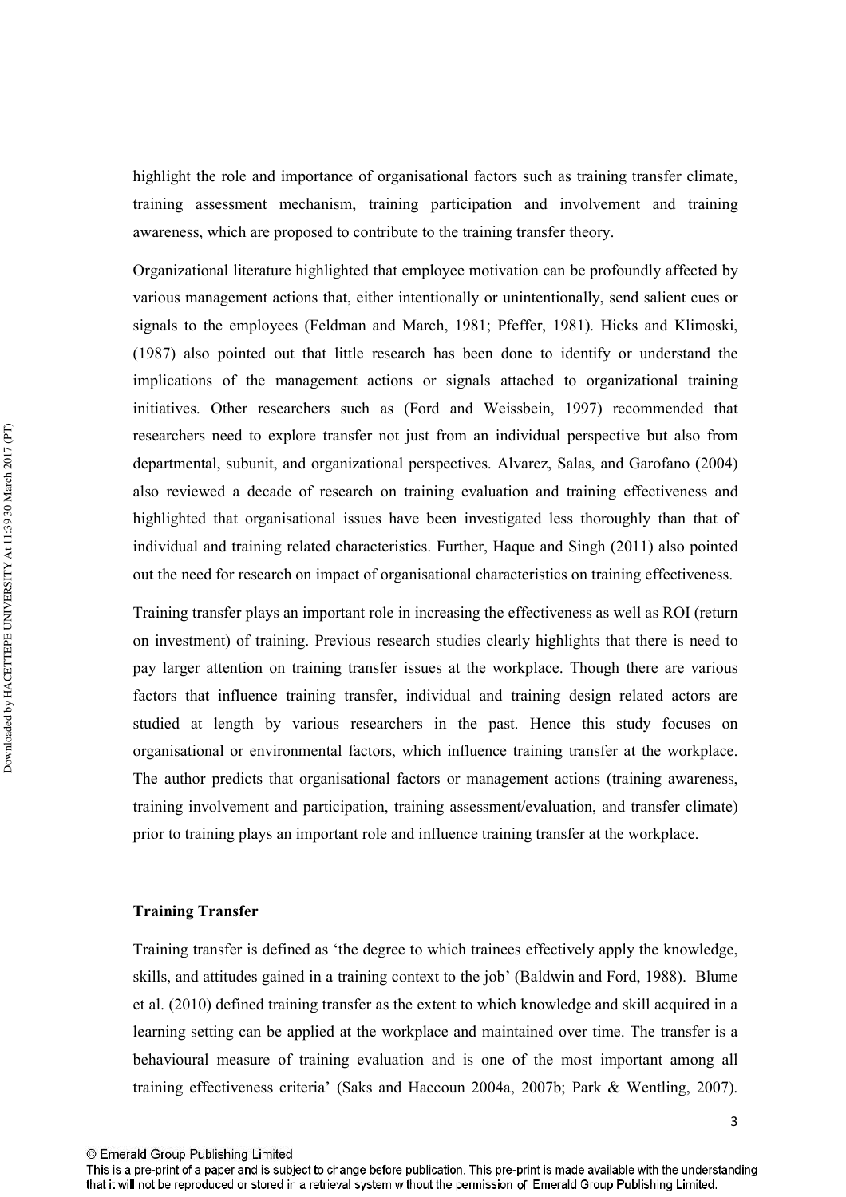highlight the role and importance of organisational factors such as training transfer climate, training assessment mechanism, training participation and involvement and training awareness, which are proposed to contribute to the training transfer theory.

Organizational literature highlighted that employee motivation can be profoundly affected by various management actions that, either intentionally or unintentionally, send salient cues or signals to the employees (Feldman and March, 1981; Pfeffer, 1981). Hicks and Klimoski, (1987) also pointed out that little research has been done to identify or understand the implications of the management actions or signals attached to organizational training initiatives. Other researchers such as (Ford and Weissbein, 1997) recommended that researchers need to explore transfer not just from an individual perspective but also from departmental, subunit, and organizational perspectives. Alvarez, Salas, and Garofano (2004) also reviewed a decade of research on training evaluation and training effectiveness and highlighted that organisational issues have been investigated less thoroughly than that of individual and training related characteristics. Further, Haque and Singh (2011) also pointed out the need for research on impact of organisational characteristics on training effectiveness.

Training transfer plays an important role in increasing the effectiveness as well as ROI (return on investment) of training. Previous research studies clearly highlights that there is need to pay larger attention on training transfer issues at the workplace. Though there are various factors that influence training transfer, individual and training design related actors are studied at length by various researchers in the past. Hence this study focuses on organisational or environmental factors, which influence training transfer at the workplace. The author predicts that organisational factors or management actions (training awareness, training involvement and participation, training assessment/evaluation, and transfer climate) prior to training plays an important role and influence training transfer at the workplace.

### Training Transfer

Training transfer is defined as 'the degree to which trainees effectively apply the knowledge, skills, and attitudes gained in a training context to the job' (Baldwin and Ford, 1988). Blume et al. (2010) defined training transfer as the extent to which knowledge and skill acquired in a learning setting can be applied at the workplace and maintained over time. The transfer is a behavioural measure of training evaluation and is one of the most important among all training effectiveness criteria' (Saks and Haccoun 2004a, 2007b; Park & Wentling, 2007).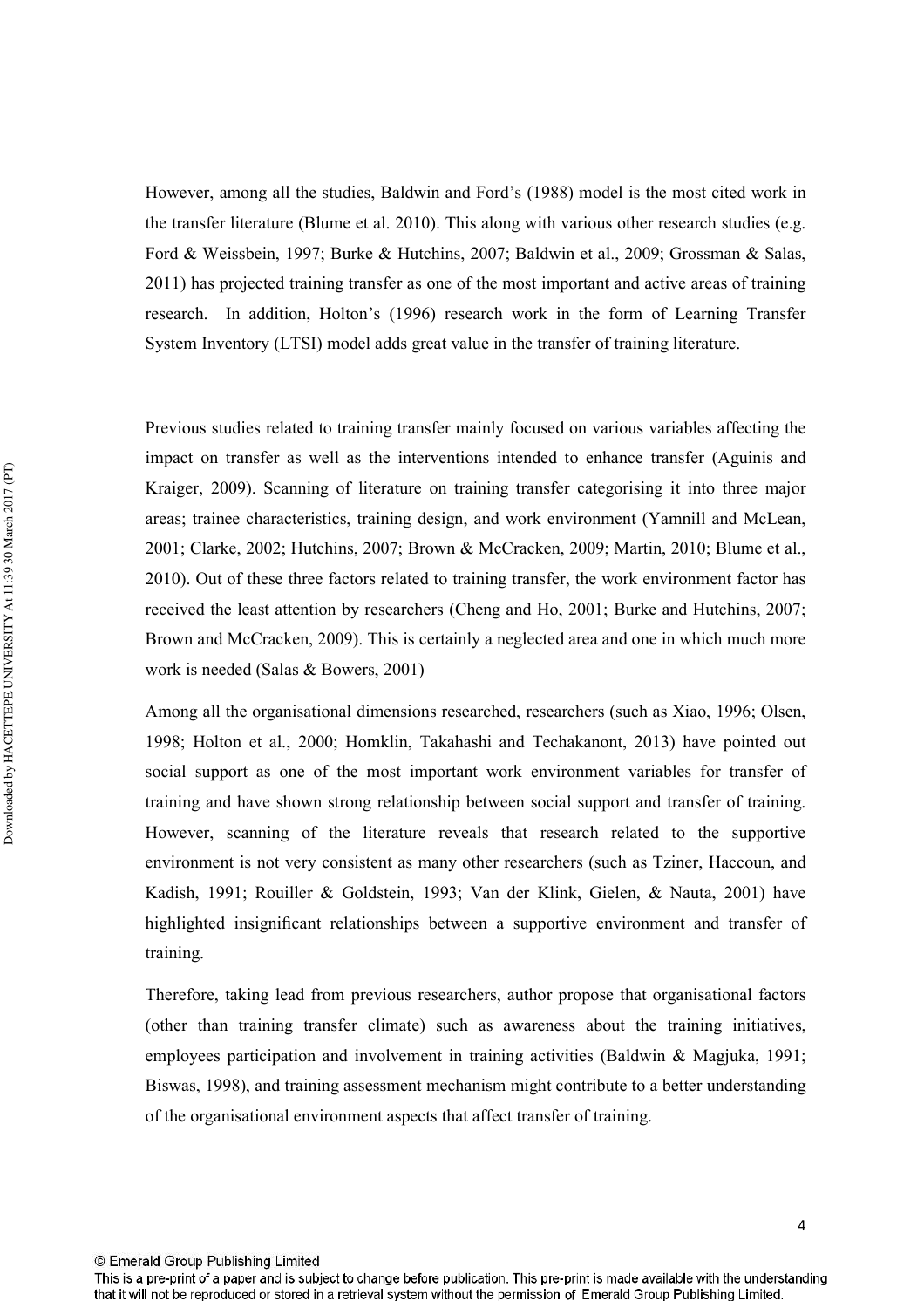However, among all the studies, Baldwin and Ford's (1988) model is the most cited work in the transfer literature (Blume et al. 2010). This along with various other research studies (e.g. Ford & Weissbein, 1997; Burke & Hutchins, 2007; Baldwin et al., 2009; Grossman & Salas, 2011) has projected training transfer as one of the most important and active areas of training research. In addition, Holton's (1996) research work in the form of Learning Transfer System Inventory (LTSI) model adds great value in the transfer of training literature.

Previous studies related to training transfer mainly focused on various variables affecting the impact on transfer as well as the interventions intended to enhance transfer (Aguinis and Kraiger, 2009). Scanning of literature on training transfer categorising it into three major areas; trainee characteristics, training design, and work environment (Yamnill and McLean, 2001; Clarke, 2002; Hutchins, 2007; Brown & McCracken, 2009; Martin, 2010; Blume et al., 2010). Out of these three factors related to training transfer, the work environment factor has received the least attention by researchers (Cheng and Ho, 2001; Burke and Hutchins, 2007; Brown and McCracken, 2009). This is certainly a neglected area and one in which much more work is needed (Salas & Bowers, 2001)

Among all the organisational dimensions researched, researchers (such as Xiao, 1996; Olsen, 1998; Holton et al., 2000; Homklin, Takahashi and Techakanont, 2013) have pointed out social support as one of the most important work environment variables for transfer of training and have shown strong relationship between social support and transfer of training. However, scanning of the literature reveals that research related to the supportive environment is not very consistent as many other researchers (such as Tziner, Haccoun, and Kadish, 1991; Rouiller & Goldstein, 1993; Van der Klink, Gielen, & Nauta, 2001) have highlighted insignificant relationships between a supportive environment and transfer of training.

Therefore, taking lead from previous researchers, author propose that organisational factors (other than training transfer climate) such as awareness about the training initiatives, employees participation and involvement in training activities (Baldwin & Magjuka, 1991; Biswas, 1998), and training assessment mechanism might contribute to a better understanding of the organisational environment aspects that affect transfer of training.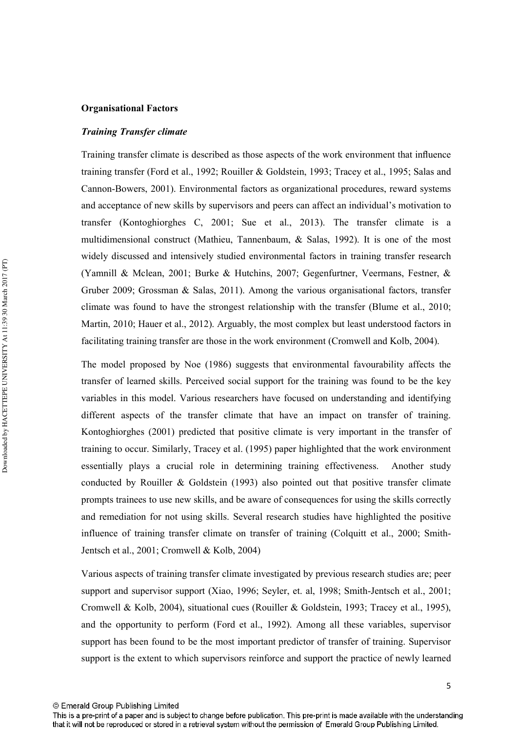**Organisational Factors**

***Training Transfer climate***

Training transfer climate is described as those aspects of the work environment that influence training transfer (Ford et al., 1992; Rouiller & Goldstein, 1993; Tracey et al., 1995; Salas and Cannon-Bowers, 2001). Environmental factors as organizational procedures, reward systems and acceptance of new skills by supervisors and peers can affect an individual's motivation to transfer (Kontoghiorghes C, 2001; Sue et al., 2013). The transfer climate is a multidimensional construct (Mathieu, Tannenbaum, & Salas, 1992). It is one of the most widely discussed and intensively studied environmental factors in training transfer research (Yamnill & Mclean, 2001; Burke & Hutchins, 2007; Gegenfurtner, Veermans, Festner, & Gruber 2009; Grossman & Salas, 2011). Among the various organisational factors, transfer climate was found to have the strongest relationship with the transfer (Blume et al., 2010; Martin, 2010; Hauer et al., 2012). Arguably, the most complex but least understood factors in facilitating training transfer are those in the work environment (Cromwell and Kolb, 2004).

The model proposed by Noe (1986) suggests that environmental favourability affects the transfer of learned skills. Perceived social support for the training was found to be the key variables in this model. Various researchers have focused on understanding and identifying different aspects of the transfer climate that have an impact on transfer of training. Kontoghiorghes (2001) predicted that positive climate is very important in the transfer of training to occur. Similarly, Tracey et al. (1995) paper highlighted that the work environment essentially plays a crucial role in determining training effectiveness. Another study conducted by Rouiller & Goldstein (1993) also pointed out that positive transfer climate prompts trainees to use new skills, and be aware of consequences for using the skills correctly and remediation for not using skills. Several research studies have highlighted the positive influence of training transfer climate on transfer of training (Colquitt et al., 2000; Smith-Jentsch et al., 2001; Cromwell & Kolb, 2004)

Various aspects of training transfer climate investigated by previous research studies are; peer support and supervisor support (Xiao, 1996; Seyler, et. al, 1998; Smith-Jentsch et al., 2001; Cromwell & Kolb, 2004), situational cues (Rouiller & Goldstein, 1993; Tracey et al., 1995), and the opportunity to perform (Ford et al., 1992). Among all these variables, supervisor support has been found to be the most important predictor of transfer of training. Supervisor support is the extent to which supervisors reinforce and support the practice of newly learned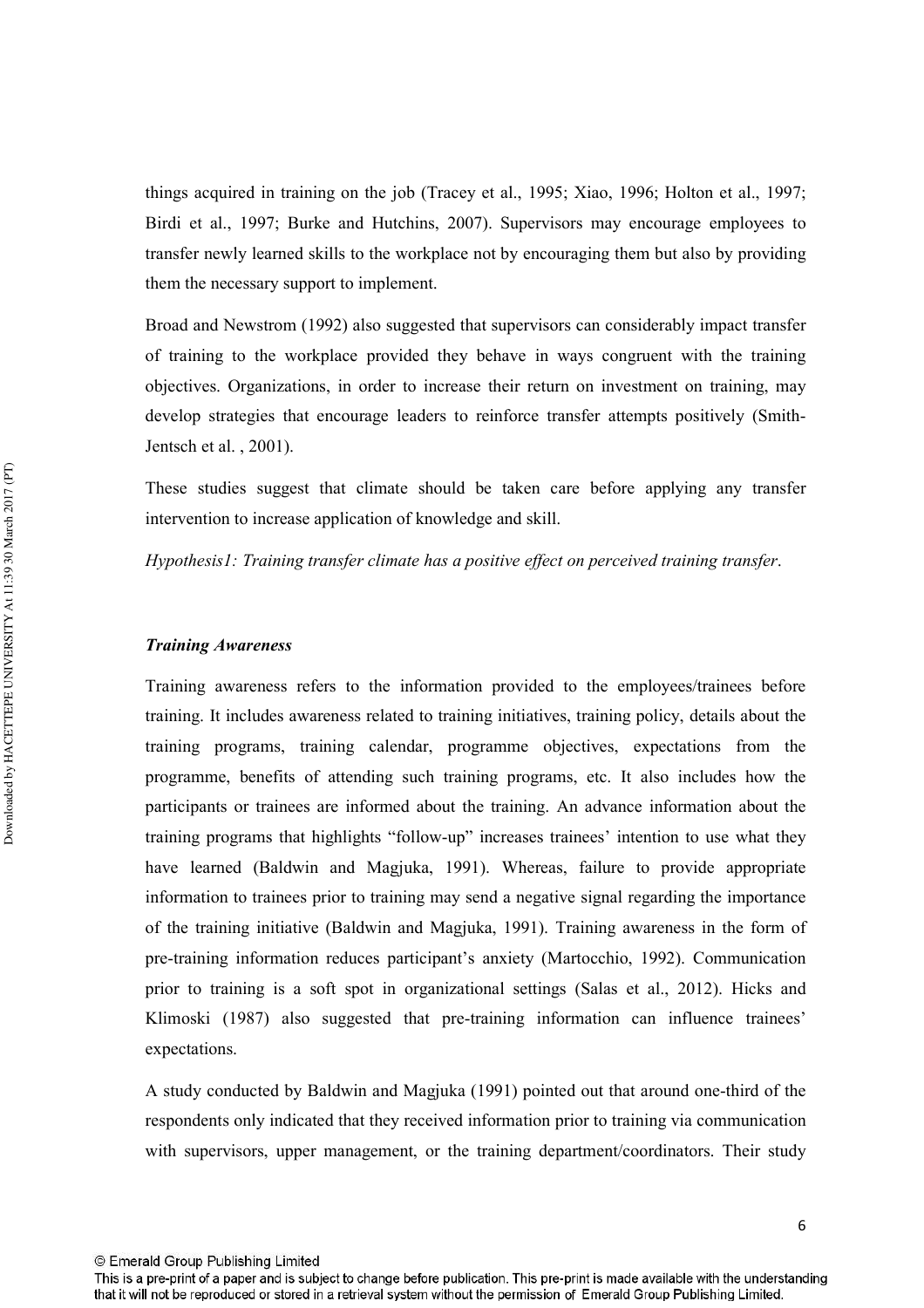things acquired in training on the job (Tracey et al., 1995; Xiao, 1996; Holton et al., 1997; Birdi et al., 1997; Burke and Hutchins, 2007). Supervisors may encourage employees to transfer newly learned skills to the workplace not by encouraging them but also by providing them the necessary support to implement.

Broad and Newstrom (1992) also suggested that supervisors can considerably impact transfer of training to the workplace provided they behave in ways congruent with the training objectives. Organizations, in order to increase their return on investment on training, may develop strategies that encourage leaders to reinforce transfer attempts positively (Smith-Jentsch et al. , 2001).

These studies suggest that climate should be taken care before applying any transfer intervention to increase application of knowledge and skill.

*Hypothesis1: Training transfer climate has a positive effect on perceived training transfer*.

***Training Awareness***

Training awareness refers to the information provided to the employees/trainees before training. It includes awareness related to training initiatives, training policy, details about the training programs, training calendar, programme objectives, expectations from the programme, benefits of attending such training programs, etc. It also includes how the participants or trainees are informed about the training. An advance information about the training programs that highlights "follow-up" increases trainees' intention to use what they have learned (Baldwin and Magjuka, 1991). Whereas, failure to provide appropriate information to trainees prior to training may send a negative signal regarding the importance of the training initiative (Baldwin and Magjuka, 1991). Training awareness in the form of pre-training information reduces participant's anxiety (Martocchio, 1992). Communication prior to training is a soft spot in organizational settings (Salas et al., 2012). Hicks and Klimoski (1987) also suggested that pre-training information can influence trainees' expectations.

A study conducted by Baldwin and Magjuka (1991) pointed out that around one-third of the respondents only indicated that they received information prior to training via communication with supervisors, upper management, or the training department/coordinators. Their study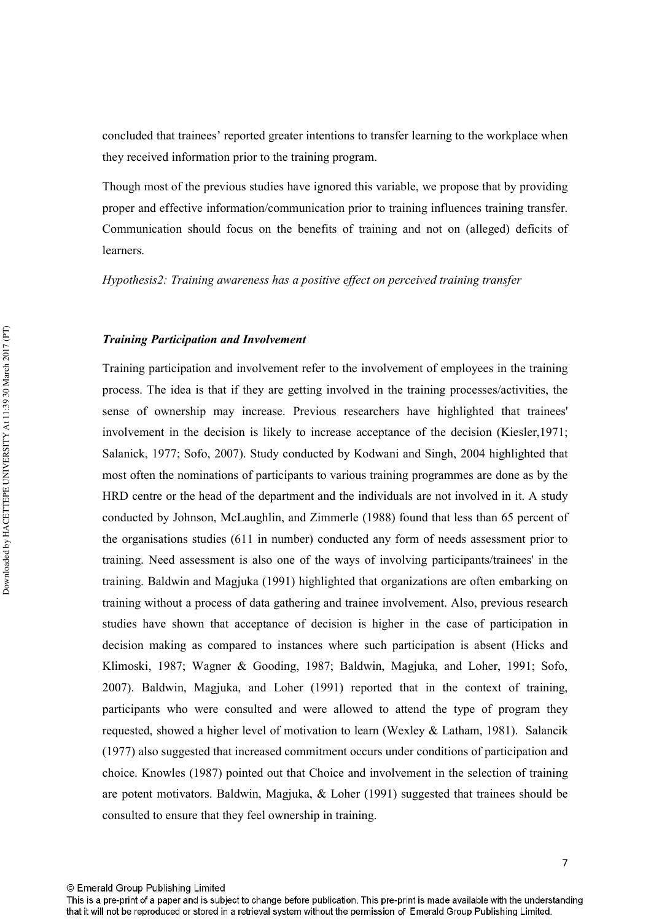concluded that trainees' reported greater intentions to transfer learning to the workplace when they received information prior to the training program.

Though most of the previous studies have ignored this variable, we propose that by providing proper and effective information/communication prior to training influences training transfer. Communication should focus on the benefits of training and not on (alleged) deficits of learners.

*Hypothesis2: Training awareness has a positive effect on perceived training transfer*

### *Training Participation and Involvement*

Training participation and involvement refer to the involvement of employees in the training process. The idea is that if they are getting involved in the training processes/activities, the sense of ownership may increase. Previous researchers have highlighted that trainees' involvement in the decision is likely to increase acceptance of the decision (Kiesler,1971; Salanick, 1977; Sofo, 2007). Study conducted by Kodwani and Singh, 2004 highlighted that most often the nominations of participants to various training programmes are done as by the HRD centre or the head of the department and the individuals are not involved in it. A study conducted by Johnson, McLaughlin, and Zimmerle (1988) found that less than 65 percent of the organisations studies (611 in number) conducted any form of needs assessment prior to training. Need assessment is also one of the ways of involving participants/trainees' in the training. Baldwin and Magjuka (1991) highlighted that organizations are often embarking on training without a process of data gathering and trainee involvement. Also, previous research studies have shown that acceptance of decision is higher in the case of participation in decision making as compared to instances where such participation is absent (Hicks and Klimoski, 1987; Wagner & Gooding, 1987; Baldwin, Magjuka, and Loher, 1991; Sofo, 2007). Baldwin, Magjuka, and Loher (1991) reported that in the context of training, participants who were consulted and were allowed to attend the type of program they requested, showed a higher level of motivation to learn (Wexley & Latham, 1981). Salancik (1977) also suggested that increased commitment occurs under conditions of participation and choice. Knowles (1987) pointed out that Choice and involvement in the selection of training are potent motivators. Baldwin, Magjuka, & Loher (1991) suggested that trainees should be consulted to ensure that they feel ownership in training.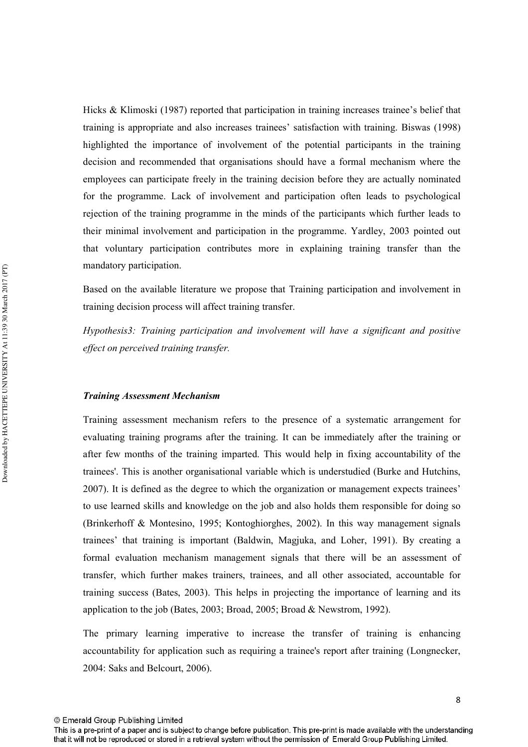Hicks & Klimoski (1987) reported that participation in training increases trainee's belief that training is appropriate and also increases trainees' satisfaction with training. Biswas (1998) highlighted the importance of involvement of the potential participants in the training decision and recommended that organisations should have a formal mechanism where the employees can participate freely in the training decision before they are actually nominated for the programme. Lack of involvement and participation often leads to psychological rejection of the training programme in the minds of the participants which further leads to their minimal involvement and participation in the programme. Yardley, 2003 pointed out that voluntary participation contributes more in explaining training transfer than the mandatory participation.

Based on the available literature we propose that Training participation and involvement in training decision process will affect training transfer.

*Hypothesis3: Training participation and involvement will have a significant and positive effect on perceived training transfer.*

***Training Assessment Mechanism***

Training assessment mechanism refers to the presence of a systematic arrangement for evaluating training programs after the training. It can be immediately after the training or after few months of the training imparted. This would help in fixing accountability of the trainees'. This is another organisational variable which is understudied (Burke and Hutchins, 2007). It is defined as the degree to which the organization or management expects trainees' to use learned skills and knowledge on the job and also holds them responsible for doing so (Brinkerhoff & Montesino, 1995; Kontoghiorghes, 2002). In this way management signals trainees' that training is important (Baldwin, Magjuka, and Loher, 1991). By creating a formal evaluation mechanism management signals that there will be an assessment of transfer, which further makes trainers, trainees, and all other associated, accountable for training success (Bates, 2003). This helps in projecting the importance of learning and its application to the job (Bates, 2003; Broad, 2005; Broad & Newstrom, 1992).

The primary learning imperative to increase the transfer of training is enhancing accountability for application such as requiring a trainee's report after training (Longnecker, 2004: Saks and Belcourt, 2006).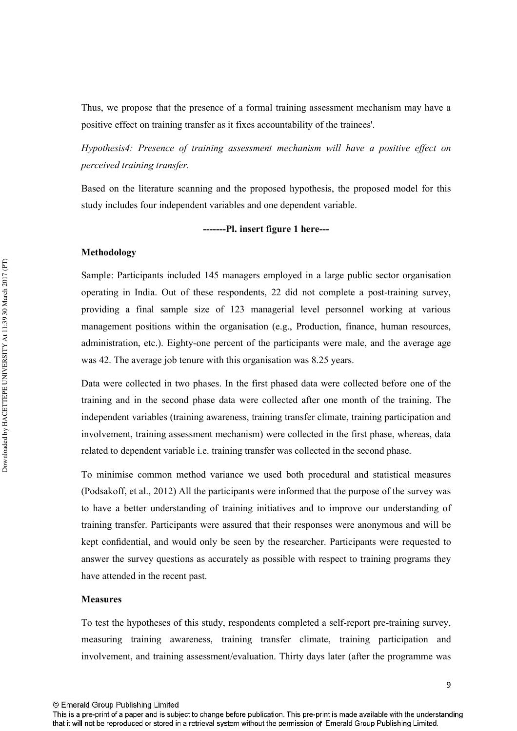Thus, we propose that the presence of a formal training assessment mechanism may have a positive effect on training transfer as it fixes accountability of the trainees'.

*Hypothesis4: Presence of training assessment mechanism will have a positive effect on perceived training transfer.*

Based on the literature scanning and the proposed hypothesis, the proposed model for this study includes four independent variables and one dependent variable.

**-------Pl. insert figure 1 here---**

**Methodology**

Sample: Participants included 145 managers employed in a large public sector organisation operating in India. Out of these respondents, 22 did not complete a post-training survey, providing a final sample size of 123 managerial level personnel working at various management positions within the organisation (e.g., Production, finance, human resources, administration, etc.). Eighty-one percent of the participants were male, and the average age was 42. The average job tenure with this organisation was 8.25 years.

Data were collected in two phases. In the first phased data were collected before one of the training and in the second phase data were collected after one month of the training. The independent variables (training awareness, training transfer climate, training participation and involvement, training assessment mechanism) were collected in the first phase, whereas, data related to dependent variable i.e. training transfer was collected in the second phase.

To minimise common method variance we used both procedural and statistical measures (Podsakoff, et al., 2012) All the participants were informed that the purpose of the survey was to have a better understanding of training initiatives and to improve our understanding of training transfer. Participants were assured that their responses were anonymous and will be kept confidential, and would only be seen by the researcher. Participants were requested to answer the survey questions as accurately as possible with respect to training programs they have attended in the recent past.

**Measures**

To test the hypotheses of this study, respondents completed a self-report pre-training survey, measuring training awareness, training transfer climate, training participation and involvement, and training assessment/evaluation. Thirty days later (after the programme was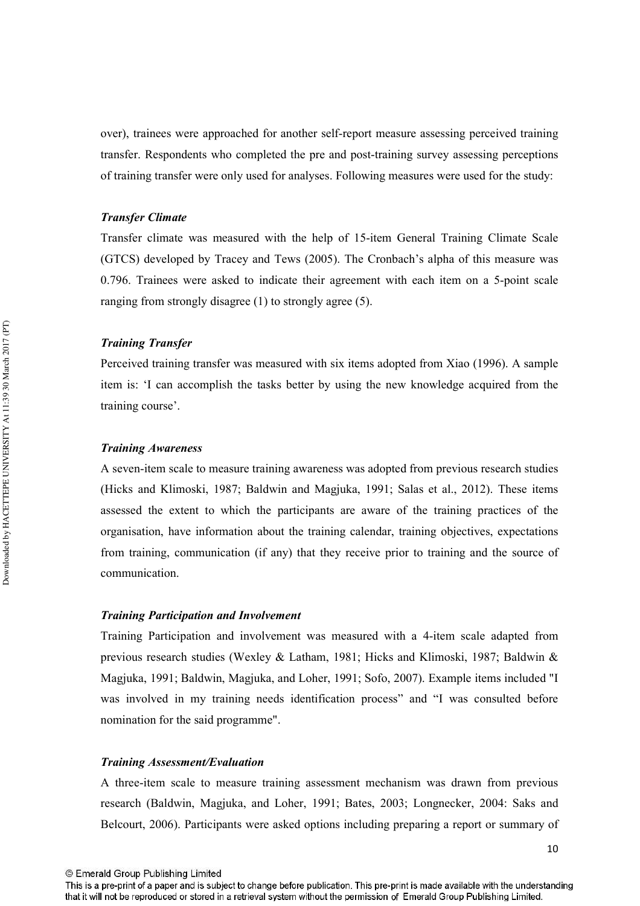over), trainees were approached for another self-report measure assessing perceived training transfer. Respondents who completed the pre and post-training survey assessing perceptions of training transfer were only used for analyses. Following measures were used for the study:

### *Transfer Climate*

Transfer climate was measured with the help of 15-item General Training Climate Scale (GTCS) developed by Tracey and Tews (2005). The Cronbach's alpha of this measure was 0.796. Trainees were asked to indicate their agreement with each item on a 5-point scale ranging from strongly disagree (1) to strongly agree (5).

### *Training Transfer*

Perceived training transfer was measured with six items adopted from Xiao (1996). A sample item is: 'I can accomplish the tasks better by using the new knowledge acquired from the training course'.

### *Training Awareness*

A seven-item scale to measure training awareness was adopted from previous research studies (Hicks and Klimoski, 1987; Baldwin and Magjuka, 1991; Salas et al., 2012). These items assessed the extent to which the participants are aware of the training practices of the organisation, have information about the training calendar, training objectives, expectations from training, communication (if any) that they receive prior to training and the source of communication.

### *Training Participation and Involvement*

Training Participation and involvement was measured with a 4-item scale adapted from previous research studies (Wexley & Latham, 1981; Hicks and Klimoski, 1987; Baldwin & Magjuka, 1991; Baldwin, Magjuka, and Loher, 1991; Sofo, 2007). Example items included "I was involved in my training needs identification process" and "I was consulted before nomination for the said programme".

### *Training Assessment/Evaluation*

A three-item scale to measure training assessment mechanism was drawn from previous research (Baldwin, Magjuka, and Loher, 1991; Bates, 2003; Longnecker, 2004: Saks and Belcourt, 2006). Participants were asked options including preparing a report or summary of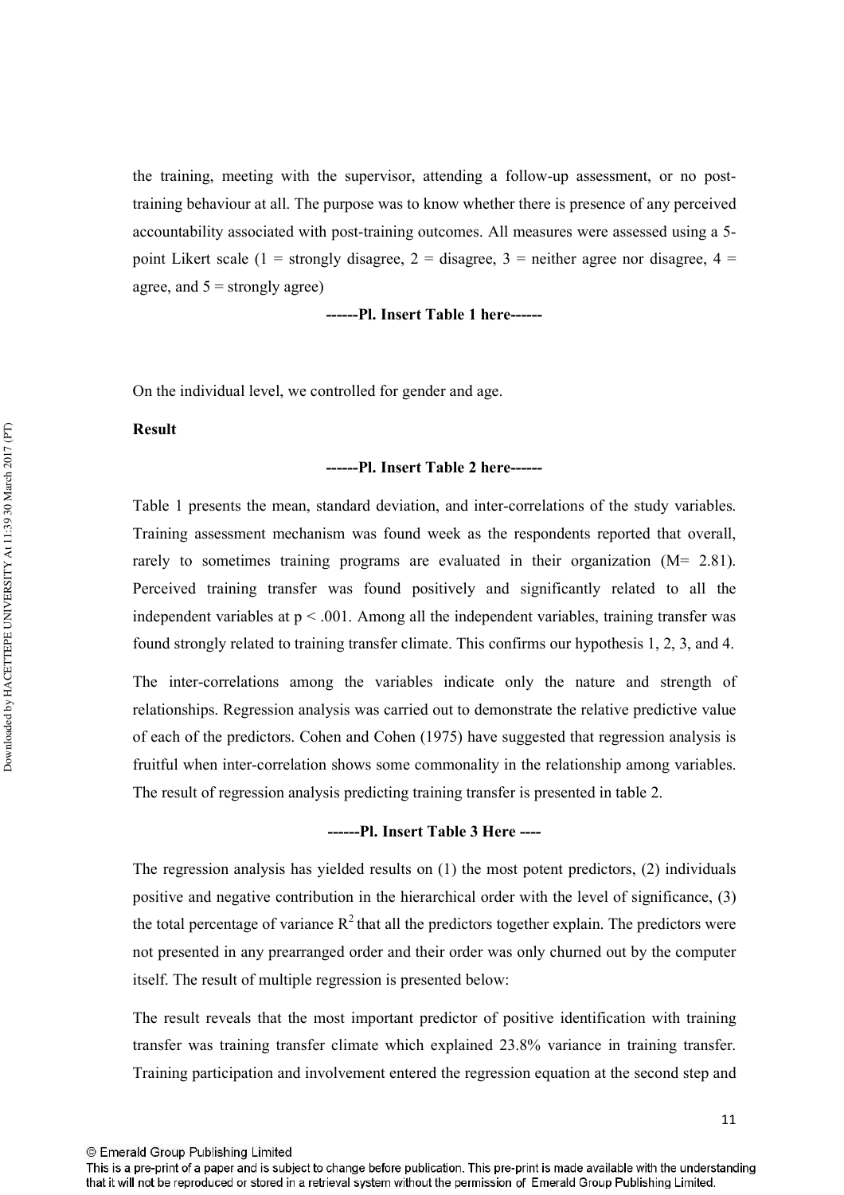the training, meeting with the supervisor, attending a follow-up assessment, or no post-training behaviour at all. The purpose was to know whether there is presence of any perceived accountability associated with post-training outcomes. All measures were assessed using a 5-point Likert scale (1 = strongly disagree, 2 = disagree, 3 = neither agree nor disagree, 4 = agree, and 5 = strongly agree)

**------Pl. Insert Table 1 here------**

On the individual level, we controlled for gender and age.

**Result**

**------Pl. Insert Table 2 here------**

Table 1 presents the mean, standard deviation, and inter-correlations of the study variables. Training assessment mechanism was found week as the respondents reported that overall, rarely to sometimes training programs are evaluated in their organization (M= 2.81). Perceived training transfer was found positively and significantly related to all the independent variables at $p < .001$. Among all the independent variables, training transfer was found strongly related to training transfer climate. This confirms our hypothesis 1, 2, 3, and 4.

The inter-correlations among the variables indicate only the nature and strength of relationships. Regression analysis was carried out to demonstrate the relative predictive value of each of the predictors. Cohen and Cohen (1975) have suggested that regression analysis is fruitful when inter-correlation shows some commonality in the relationship among variables. The result of regression analysis predicting training transfer is presented in table 2.

**------Pl. Insert Table 3 Here ----**

The regression analysis has yielded results on (1) the most potent predictors, (2) individuals positive and negative contribution in the hierarchical order with the level of significance, (3) the total percentage of variance $R^2$ that all the predictors together explain. The predictors were not presented in any prearranged order and their order was only churned out by the computer itself. The result of multiple regression is presented below:

The result reveals that the most important predictor of positive identification with training transfer was training transfer climate which explained 23.8% variance in training transfer. Training participation and involvement entered the regression equation at the second step and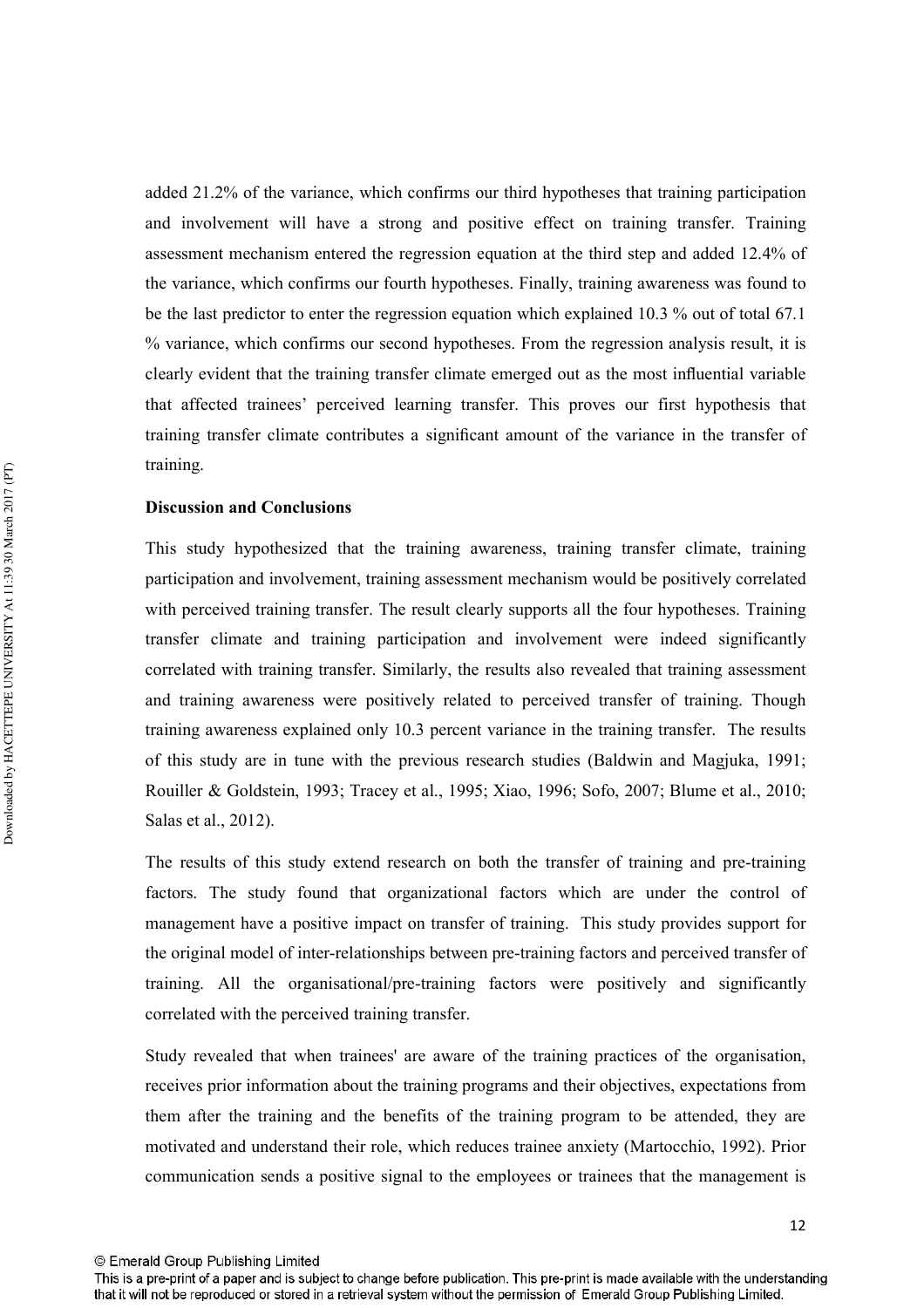added 21.2% of the variance, which confirms our third hypotheses that training participation and involvement will have a strong and positive effect on training transfer. Training assessment mechanism entered the regression equation at the third step and added 12.4% of the variance, which confirms our fourth hypotheses. Finally, training awareness was found to be the last predictor to enter the regression equation which explained 10.3 % out of total 67.1 % variance, which confirms our second hypotheses. From the regression analysis result, it is clearly evident that the training transfer climate emerged out as the most influential variable that affected trainees' perceived learning transfer. This proves our first hypothesis that training transfer climate contributes a significant amount of the variance in the transfer of training.

**Discussion and Conclusions**

This study hypothesized that the training awareness, training transfer climate, training participation and involvement, training assessment mechanism would be positively correlated with perceived training transfer. The result clearly supports all the four hypotheses. Training transfer climate and training participation and involvement were indeed significantly correlated with training transfer. Similarly, the results also revealed that training assessment and training awareness were positively related to perceived transfer of training. Though training awareness explained only 10.3 percent variance in the training transfer. The results of this study are in tune with the previous research studies (Baldwin and Magjuka, 1991; Rouiller & Goldstein, 1993; Tracey et al., 1995; Xiao, 1996; Sofo, 2007; Blume et al., 2010; Salas et al., 2012).

The results of this study extend research on both the transfer of training and pre-training factors. The study found that organizational factors which are under the control of management have a positive impact on transfer of training. This study provides support for the original model of inter-relationships between pre-training factors and perceived transfer of training. All the organisational/pre-training factors were positively and significantly correlated with the perceived training transfer.

Study revealed that when trainees' are aware of the training practices of the organisation, receives prior information about the training programs and their objectives, expectations from them after the training and the benefits of the training program to be attended, they are motivated and understand their role, which reduces trainee anxiety (Martocchio, 1992). Prior communication sends a positive signal to the employees or trainees that the management is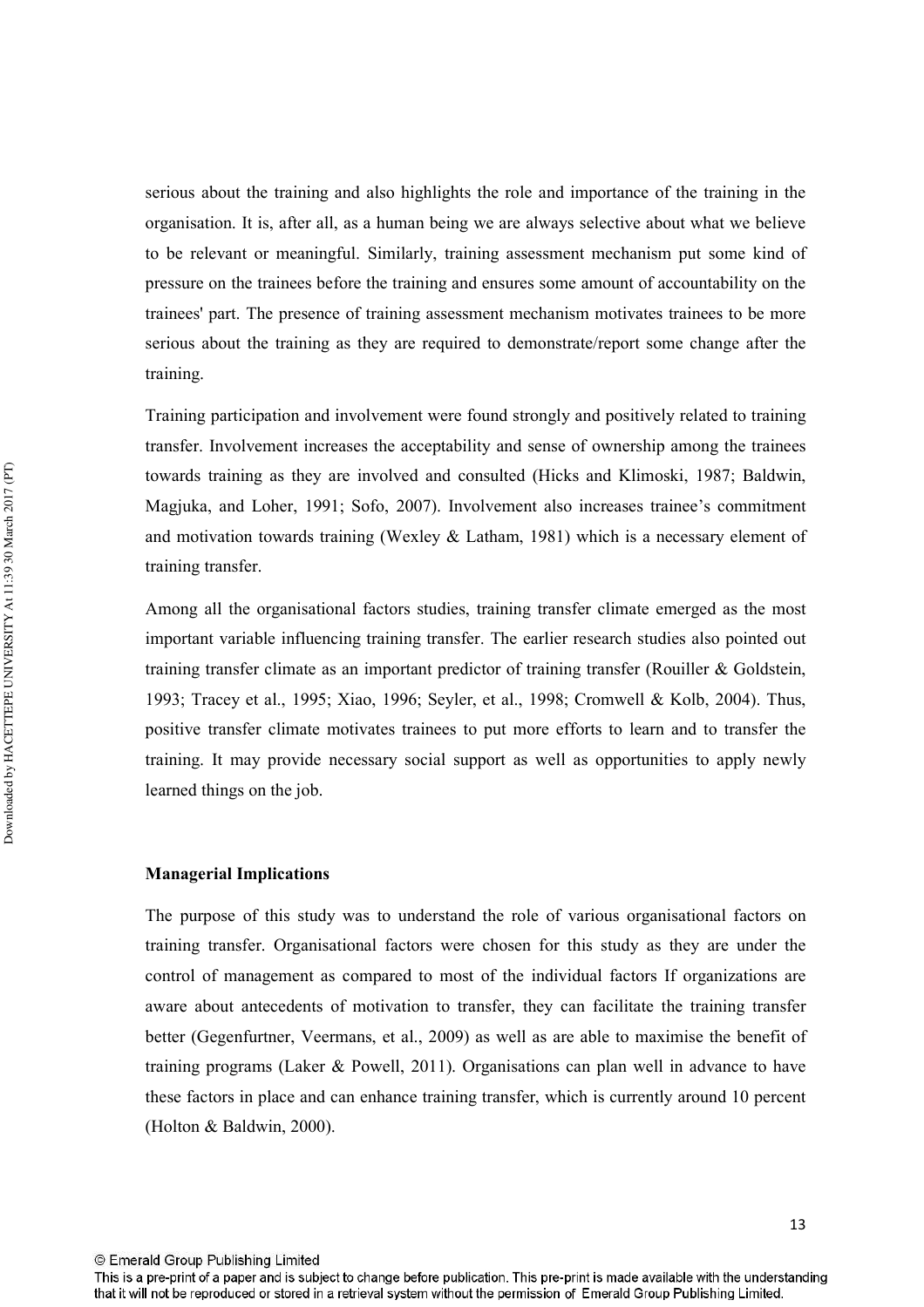serious about the training and also highlights the role and importance of the training in the organisation. It is, after all, as a human being we are always selective about what we believe to be relevant or meaningful. Similarly, training assessment mechanism put some kind of pressure on the trainees before the training and ensures some amount of accountability on the trainees' part. The presence of training assessment mechanism motivates trainees to be more serious about the training as they are required to demonstrate/report some change after the training.

Training participation and involvement were found strongly and positively related to training transfer. Involvement increases the acceptability and sense of ownership among the trainees towards training as they are involved and consulted (Hicks and Klimoski, 1987; Baldwin, Magjuka, and Loher, 1991; Sofo, 2007). Involvement also increases trainee's commitment and motivation towards training (Wexley & Latham, 1981) which is a necessary element of training transfer.

Among all the organisational factors studies, training transfer climate emerged as the most important variable influencing training transfer. The earlier research studies also pointed out training transfer climate as an important predictor of training transfer (Rouiller & Goldstein, 1993; Tracey et al., 1995; Xiao, 1996; Seyler, et al., 1998; Cromwell & Kolb, 2004). Thus, positive transfer climate motivates trainees to put more efforts to learn and to transfer the training. It may provide necessary social support as well as opportunities to apply newly learned things on the job.

**Managerial Implications**

The purpose of this study was to understand the role of various organisational factors on training transfer. Organisational factors were chosen for this study as they are under the control of management as compared to most of the individual factors If organizations are aware about antecedents of motivation to transfer, they can facilitate the training transfer better (Gegenfurtner, Veermans, et al., 2009) as well as are able to maximise the benefit of training programs (Laker & Powell, 2011). Organisations can plan well in advance to have these factors in place and can enhance training transfer, which is currently around 10 percent (Holton & Baldwin, 2000).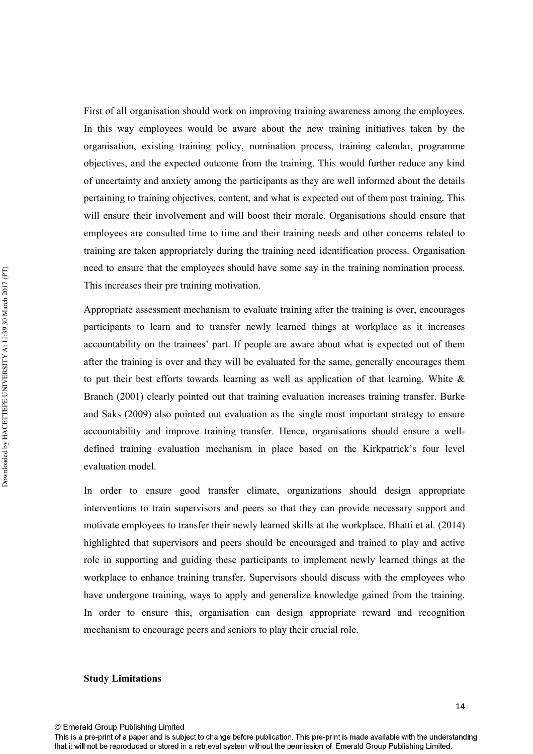First of all organisation should work on improving training awareness among the employees. In this way employees would be aware about the new training initiatives taken by the organisation, existing training policy, nomination process, training calendar, programme objectives, and the expected outcome from the training. This would further reduce any kind of uncertainty and anxiety among the participants as they are well informed about the details pertaining to training objectives, content, and what is expected out of them post training. This will ensure their involvement and will boost their morale. Organisations should ensure that employees are consulted time to time and their training needs and other concerns related to training are taken appropriately during the training need identification process. Organisation need to ensure that the employees should have some say in the training nomination process. This increases their pre training motivation.

Appropriate assessment mechanism to evaluate training after the training is over, encourages participants to learn and to transfer newly learned things at workplace as it increases accountability on the trainees' part. If people are aware about what is expected out of them after the training is over and they will be evaluated for the same, generally encourages them to put their best efforts towards learning as well as application of that learning. White & Branch (2001) clearly pointed out that training evaluation increases training transfer. Burke and Saks (2009) also pointed out evaluation as the single most important strategy to ensure accountability and improve training transfer. Hence, organisations should ensure a well-defined training evaluation mechanism in place based on the Kirkpatrick's four level evaluation model.

In order to ensure good transfer climate, organizations should design appropriate interventions to train supervisors and peers so that they can provide necessary support and motivate employees to transfer their newly learned skills at the workplace. Bhatti et al. (2014) highlighted that supervisors and peers should be encouraged and trained to play and active role in supporting and guiding these participants to implement newly learned things at the workplace to enhance training transfer. Supervisors should discuss with the employees who have undergone training, ways to apply and generalize knowledge gained from the training. In order to ensure this, organisation can design appropriate reward and recognition mechanism to encourage peers and seniors to play their crucial role.

**Study Limitations**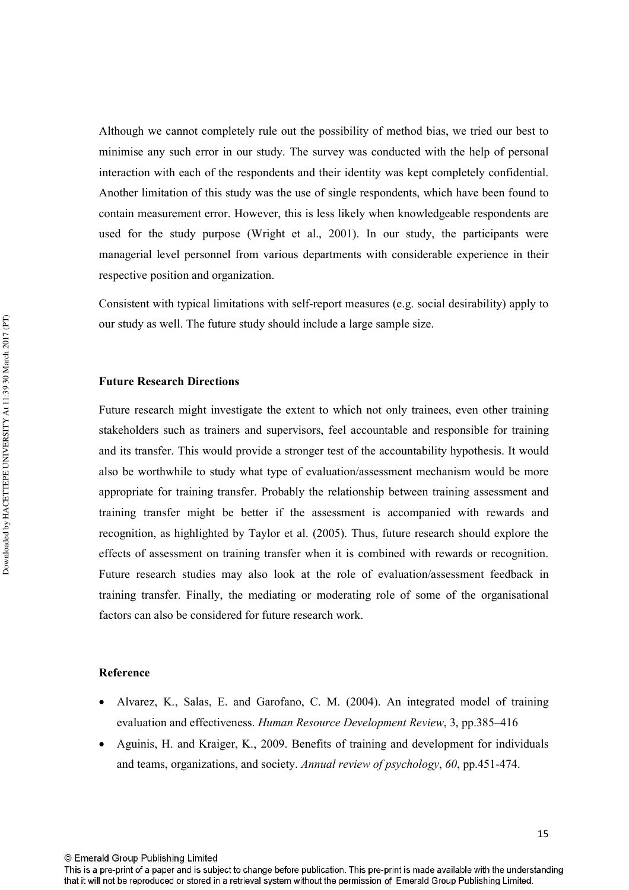Although we cannot completely rule out the possibility of method bias, we tried our best to minimise any such error in our study. The survey was conducted with the help of personal interaction with each of the respondents and their identity was kept completely confidential. Another limitation of this study was the use of single respondents, which have been found to contain measurement error. However, this is less likely when knowledgeable respondents are used for the study purpose (Wright et al., 2001). In our study, the participants were managerial level personnel from various departments with considerable experience in their respective position and organization.

Consistent with typical limitations with self-report measures (e.g. social desirability) apply to our study as well. The future study should include a large sample size.

### Future Research Directions

Future research might investigate the extent to which not only trainees, even other training stakeholders such as trainers and supervisors, feel accountable and responsible for training and its transfer. This would provide a stronger test of the accountability hypothesis. It would also be worthwhile to study what type of evaluation/assessment mechanism would be more appropriate for training transfer. Probably the relationship between training assessment and training transfer might be better if the assessment is accompanied with rewards and recognition, as highlighted by Taylor et al. (2005). Thus, future research should explore the effects of assessment on training transfer when it is combined with rewards or recognition. Future research studies may also look at the role of evaluation/assessment feedback in training transfer. Finally, the mediating or moderating role of some of the organisational factors can also be considered for future research work.

### Reference

- Alvarez, K., Salas, E. and Garofano, C. M. (2004). An integrated model of training evaluation and effectiveness. *Human Resource Development Review*, 3, pp.385–416
- Aguinis, H. and Kraiger, K., 2009. Benefits of training and development for individuals and teams, organizations, and society. *Annual review of psychology*, *60*, pp.451-474.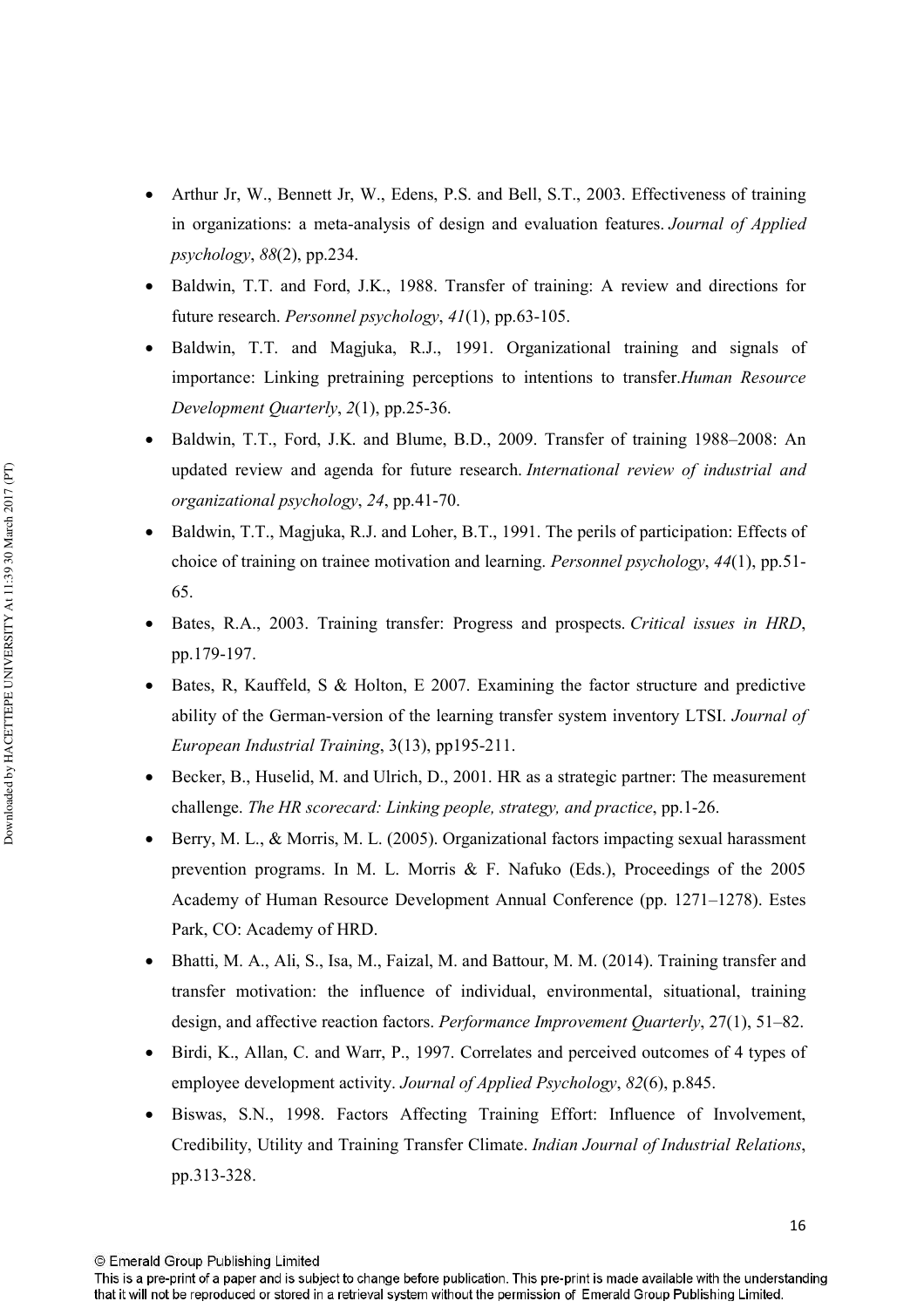- Arthur Jr, W., Bennett Jr, W., Edens, P.S. and Bell, S.T., 2003. Effectiveness of training in organizations: a meta-analysis of design and evaluation features. *Journal of Applied psychology*, *88*(2), pp.234.
- Baldwin, T.T. and Ford, J.K., 1988. Transfer of training: A review and directions for future research. *Personnel psychology*, *41*(1), pp.63-105.
- Baldwin, T.T. and Magjuka, R.J., 1991. Organizational training and signals of importance: Linking pretraining perceptions to intentions to transfer.*Human Resource Development Quarterly*, *2*(1), pp.25-36.
- Baldwin, T.T., Ford, J.K. and Blume, B.D., 2009. Transfer of training 1988–2008: An updated review and agenda for future research. *International review of industrial and organizational psychology*, *24*, pp.41-70.
- Baldwin, T.T., Magjuka, R.J. and Loher, B.T., 1991. The perils of participation: Effects of choice of training on trainee motivation and learning. *Personnel psychology*, *44*(1), pp.51-65.
- Bates, R.A., 2003. Training transfer: Progress and prospects. *Critical issues in HRD*, pp.179-197.
- Bates, R, Kauffeld, S & Holton, E 2007. Examining the factor structure and predictive ability of the German-version of the learning transfer system inventory LTSI. *Journal of European Industrial Training*, 3(13), pp195-211.
- Becker, B., Huselid, M. and Ulrich, D., 2001. HR as a strategic partner: The measurement challenge. *The HR scorecard: Linking people, strategy, and practice*, pp.1-26.
- Berry, M. L., & Morris, M. L. (2005). Organizational factors impacting sexual harassment prevention programs. In M. L. Morris & F. Nafuko (Eds.), Proceedings of the 2005 Academy of Human Resource Development Annual Conference (pp. 1271–1278). Estes Park, CO: Academy of HRD.
- Bhatti, M. A., Ali, S., Isa, M., Faizal, M. and Battour, M. M. (2014). Training transfer and transfer motivation: the influence of individual, environmental, situational, training design, and affective reaction factors. *Performance Improvement Quarterly*, 27(1), 51–82.
- Birdi, K., Allan, C. and Warr, P., 1997. Correlates and perceived outcomes of 4 types of employee development activity. *Journal of Applied Psychology*, *82*(6), p.845.
- Biswas, S.N., 1998. Factors Affecting Training Effort: Influence of Involvement, Credibility, Utility and Training Transfer Climate. *Indian Journal of Industrial Relations*, pp.313-328.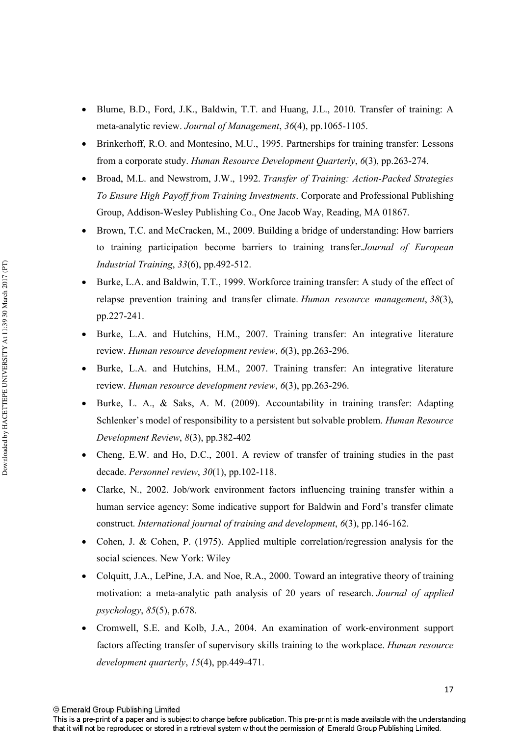- Blume, B.D., Ford, J.K., Baldwin, T.T. and Huang, J.L., 2010. Transfer of training: A meta-analytic review. *Journal of Management*, *36*(4), pp.1065-1105.
- Brinkerhoff, R.O. and Montesino, M.U., 1995. Partnerships for training transfer: Lessons from a corporate study. *Human Resource Development Quarterly*, *6*(3), pp.263-274.
- Broad, M.L. and Newstrom, J.W., 1992. *Transfer of Training: Action-Packed Strategies To Ensure High Payoff from Training Investments*. Corporate and Professional Publishing Group, Addison-Wesley Publishing Co., One Jacob Way, Reading, MA 01867.
- Brown, T.C. and McCracken, M., 2009. Building a bridge of understanding: How barriers to training participation become barriers to training transfer.*Journal of European Industrial Training*, *33*(6), pp.492-512.
- Burke, L.A. and Baldwin, T.T., 1999. Workforce training transfer: A study of the effect of relapse prevention training and transfer climate. *Human resource management*, *38*(3), pp.227-241.
- Burke, L.A. and Hutchins, H.M., 2007. Training transfer: An integrative literature review. *Human resource development review*, *6*(3), pp.263-296.
- Burke, L.A. and Hutchins, H.M., 2007. Training transfer: An integrative literature review. *Human resource development review*, *6*(3), pp.263-296.
- Burke, L. A., & Saks, A. M. (2009). Accountability in training transfer: Adapting Schlenker's model of responsibility to a persistent but solvable problem. *Human Resource Development Review*, *8*(3), pp.382-402
- Cheng, E.W. and Ho, D.C., 2001. A review of transfer of training studies in the past decade. *Personnel review*, *30*(1), pp.102-118.
- Clarke, N., 2002. Job/work environment factors influencing training transfer within a human service agency: Some indicative support for Baldwin and Ford's transfer climate construct. *International journal of training and development*, *6*(3), pp.146-162.
- Cohen, J. & Cohen, P. (1975). Applied multiple correlation/regression analysis for the social sciences. New York: Wiley
- Colquitt, J.A., LePine, J.A. and Noe, R.A., 2000. Toward an integrative theory of training motivation: a meta-analytic path analysis of 20 years of research. *Journal of applied psychology*, *85*(5), p.678.
- Cromwell, S.E. and Kolb, J.A., 2004. An examination of work‐environment support factors affecting transfer of supervisory skills training to the workplace. *Human resource development quarterly*, *15*(4), pp.449-471.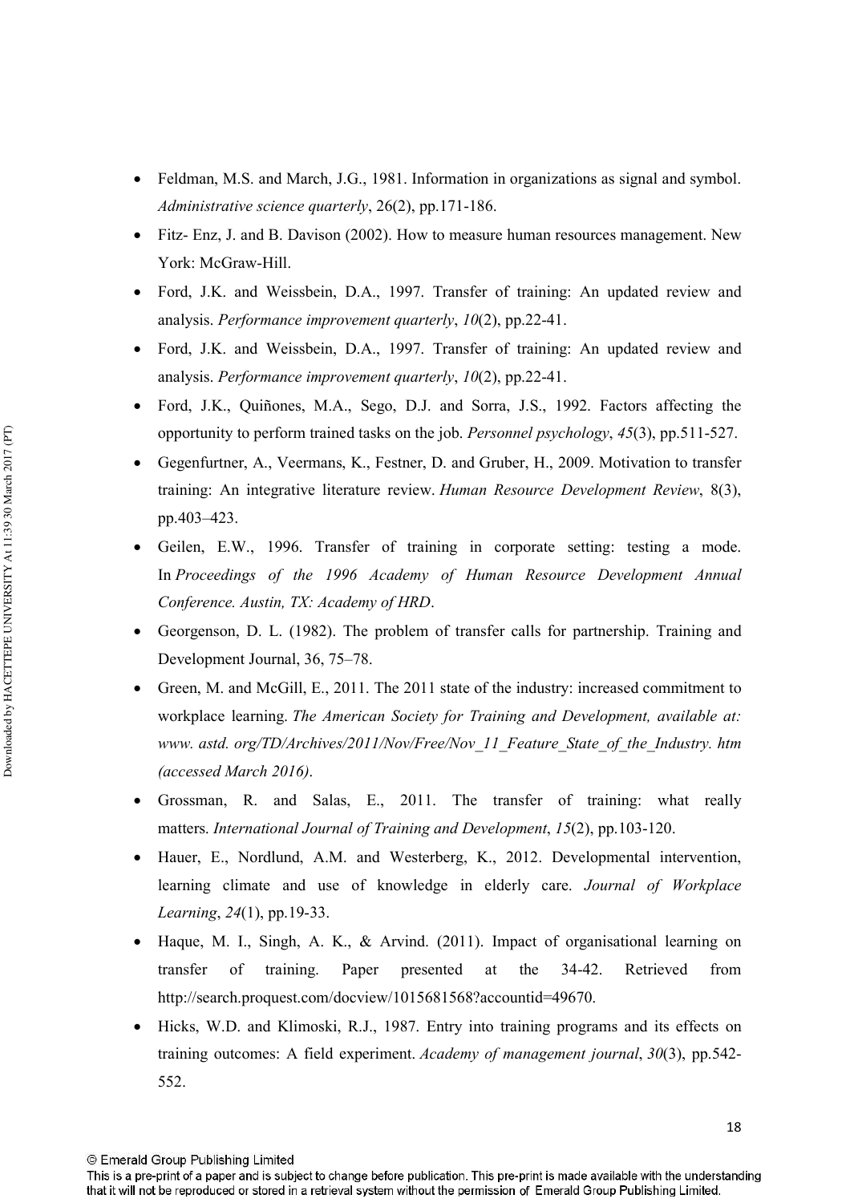- Feldman, M.S. and March, J.G., 1981. Information in organizations as signal and symbol. *Administrative science quarterly*, 26(2), pp.171-186.
- Fitz- Enz, J. and B. Davison (2002). How to measure human resources management. New York: McGraw-Hill.
- Ford, J.K. and Weissbein, D.A., 1997. Transfer of training: An updated review and analysis. *Performance improvement quarterly*, *10*(2), pp.22-41.
- Ford, J.K. and Weissbein, D.A., 1997. Transfer of training: An updated review and analysis. *Performance improvement quarterly*, *10*(2), pp.22-41.
- Ford, J.K., Quiñones, M.A., Sego, D.J. and Sorra, J.S., 1992. Factors affecting the opportunity to perform trained tasks on the job. *Personnel psychology*, *45*(3), pp.511-527.
- Gegenfurtner, A., Veermans, K., Festner, D. and Gruber, H., 2009. Motivation to transfer training: An integrative literature review. *Human Resource Development Review*, 8(3), pp.403–423.
- Geilen, E.W., 1996. Transfer of training in corporate setting: testing a mode. In *Proceedings of the 1996 Academy of Human Resource Development Annual Conference. Austin, TX: Academy of HRD*.
- Georgenson, D. L. (1982). The problem of transfer calls for partnership. Training and Development Journal, 36, 75–78.
- Green, M. and McGill, E., 2011. The 2011 state of the industry: increased commitment to workplace learning. *The American Society for Training and Development, available at: www. astd. org/TD/Archives/2011/Nov/Free/Nov_11_Feature_State_of_the_Industry. htm (accessed March 2016)*.
- Grossman, R. and Salas, E., 2011. The transfer of training: what really matters. *International Journal of Training and Development*, *15*(2), pp.103-120.
- Hauer, E., Nordlund, A.M. and Westerberg, K., 2012. Developmental intervention, learning climate and use of knowledge in elderly care. *Journal of Workplace Learning*, *24*(1), pp.19-33.
- Haque, M. I., Singh, A. K., & Arvind. (2011). Impact of organisational learning on transfer of training. Paper presented at the 34-42. Retrieved from http://search.proquest.com/docview/1015681568?accountid=49670.
- Hicks, W.D. and Klimoski, R.J., 1987. Entry into training programs and its effects on training outcomes: A field experiment. *Academy of management journal*, *30*(3), pp.542-552.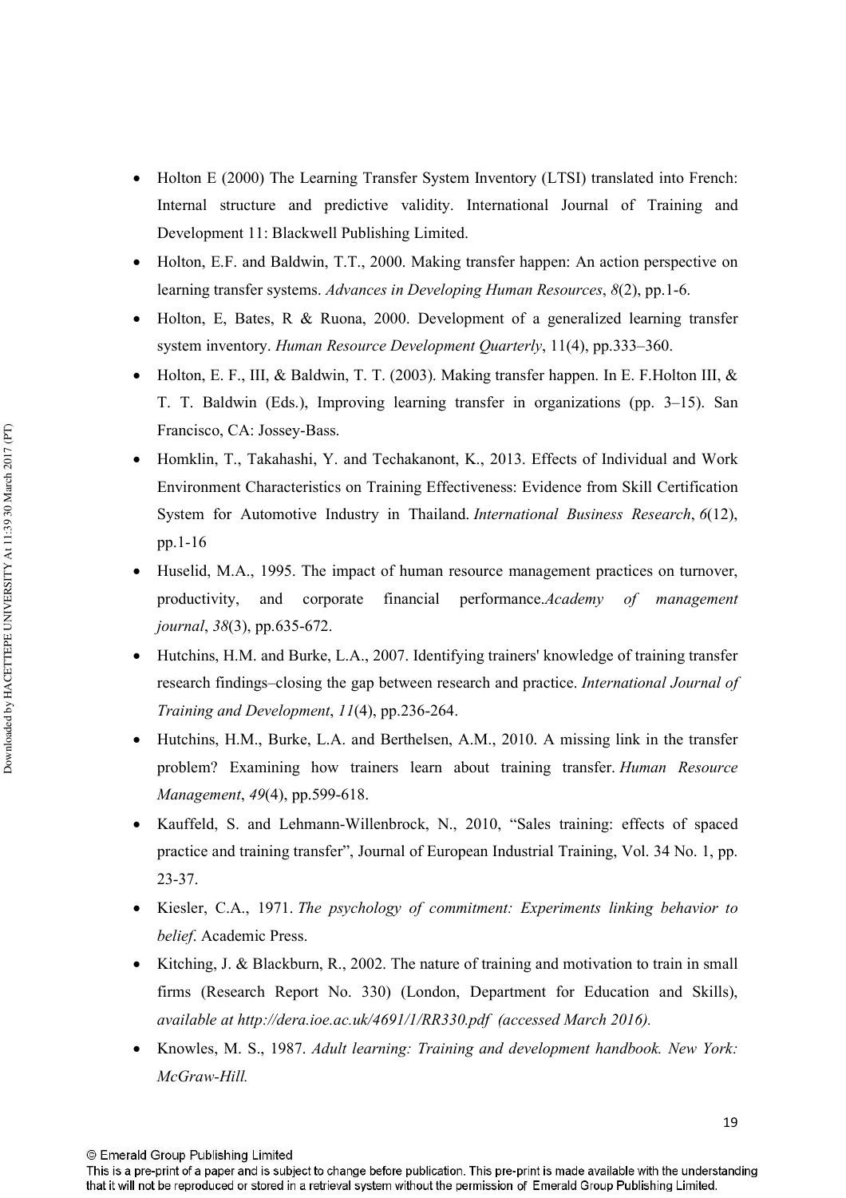- Holton E (2000) The Learning Transfer System Inventory (LTSI) translated into French: Internal structure and predictive validity. International Journal of Training and Development 11: Blackwell Publishing Limited.
- Holton, E.F. and Baldwin, T.T., 2000. Making transfer happen: An action perspective on learning transfer systems. *Advances in Developing Human Resources*, *8*(2), pp.1-6.
- Holton, E, Bates, R & Ruona, 2000. Development of a generalized learning transfer system inventory. *Human Resource Development Quarterly*, 11(4), pp.333–360.
- Holton, E. F., III, & Baldwin, T. T. (2003). Making transfer happen. In E. F.Holton III, & T. T. Baldwin (Eds.), Improving learning transfer in organizations (pp. 3–15). San Francisco, CA: Jossey-Bass.
- Homklin, T., Takahashi, Y. and Techakanont, K., 2013. Effects of Individual and Work Environment Characteristics on Training Effectiveness: Evidence from Skill Certification System for Automotive Industry in Thailand. *International Business Research*, *6*(12), pp.1-16
- Huselid, M.A., 1995. The impact of human resource management practices on turnover, productivity, and corporate financial performance.*Academy of management journal*, *38*(3), pp.635-672.
- Hutchins, H.M. and Burke, L.A., 2007. Identifying trainers' knowledge of training transfer research findings–closing the gap between research and practice. *International Journal of Training and Development*, *11*(4), pp.236-264.
- Hutchins, H.M., Burke, L.A. and Berthelsen, A.M., 2010. A missing link in the transfer problem? Examining how trainers learn about training transfer. *Human Resource Management*, *49*(4), pp.599-618.
- Kauffeld, S. and Lehmann-Willenbrock, N., 2010, "Sales training: effects of spaced practice and training transfer", Journal of European Industrial Training, Vol. 34 No. 1, pp. 23-37.
- Kiesler, C.A., 1971. *The psychology of commitment: Experiments linking behavior to belief*. Academic Press.
- Kitching, J. & Blackburn, R., 2002. The nature of training and motivation to train in small firms (Research Report No. 330) (London, Department for Education and Skills), *available at http://dera.ioe.ac.uk/4691/1/RR330.pdf (accessed March 2016).*
- Knowles, M. S., 1987. *Adult learning: Training and development handbook. New York: McGraw-Hill.*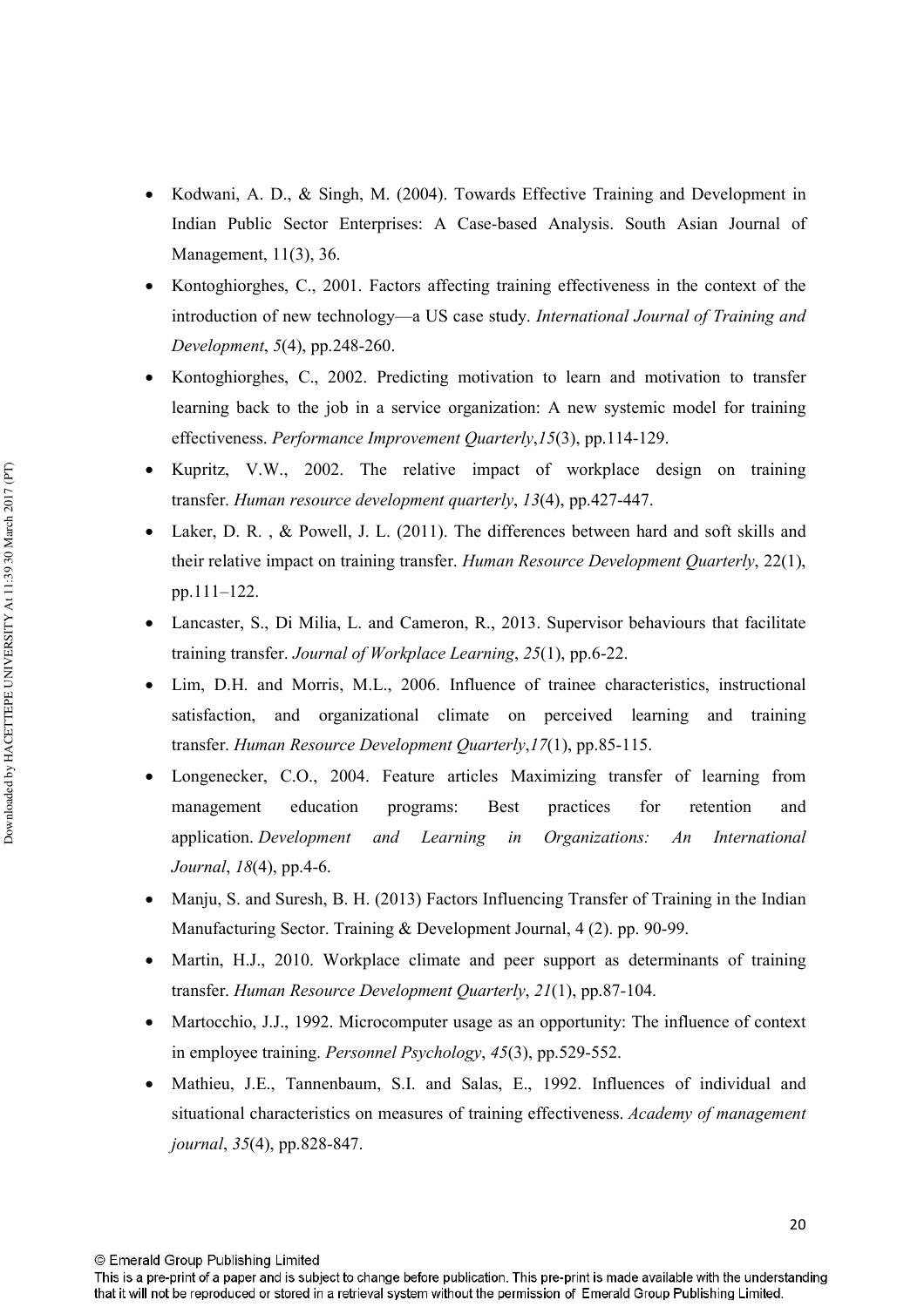- Kodwani, A. D., & Singh, M. (2004). Towards Effective Training and Development in Indian Public Sector Enterprises: A Case-based Analysis. South Asian Journal of Management, 11(3), 36.
- Kontoghiorghes, C., 2001. Factors affecting training effectiveness in the context of the introduction of new technology—a US case study. *International Journal of Training and Development*, *5*(4), pp.248-260.
- Kontoghiorghes, C., 2002. Predicting motivation to learn and motivation to transfer learning back to the job in a service organization: A new systemic model for training effectiveness. *Performance Improvement Quarterly*,*15*(3), pp.114-129.
- Kupritz, V.W., 2002. The relative impact of workplace design on training transfer. *Human resource development quarterly*, *13*(4), pp.427-447.
- Laker, D. R. , & Powell, J. L. (2011). The differences between hard and soft skills and their relative impact on training transfer. *Human Resource Development Quarterly*, 22(1), pp.111–122.
- Lancaster, S., Di Milia, L. and Cameron, R., 2013. Supervisor behaviours that facilitate training transfer. *Journal of Workplace Learning*, *25*(1), pp.6-22.
- Lim, D.H. and Morris, M.L., 2006. Influence of trainee characteristics, instructional satisfaction, and organizational climate on perceived learning and training transfer. *Human Resource Development Quarterly*,*17*(1), pp.85-115.
- Longenecker, C.O., 2004. Feature articles Maximizing transfer of learning from management education programs: Best practices for retention and application. *Development and Learning in Organizations: An International Journal*, *18*(4), pp.4-6.
- Manju, S. and Suresh, B. H. (2013) Factors Influencing Transfer of Training in the Indian Manufacturing Sector. Training & Development Journal, 4 (2). pp. 90-99.
- Martin, H.J., 2010. Workplace climate and peer support as determinants of training transfer. *Human Resource Development Quarterly*, *21*(1), pp.87-104.
- Martocchio, J.J., 1992. Microcomputer usage as an opportunity: The influence of context in employee training. *Personnel Psychology*, *45*(3), pp.529-552.
- Mathieu, J.E., Tannenbaum, S.I. and Salas, E., 1992. Influences of individual and situational characteristics on measures of training effectiveness. *Academy of management journal*, *35*(4), pp.828-847.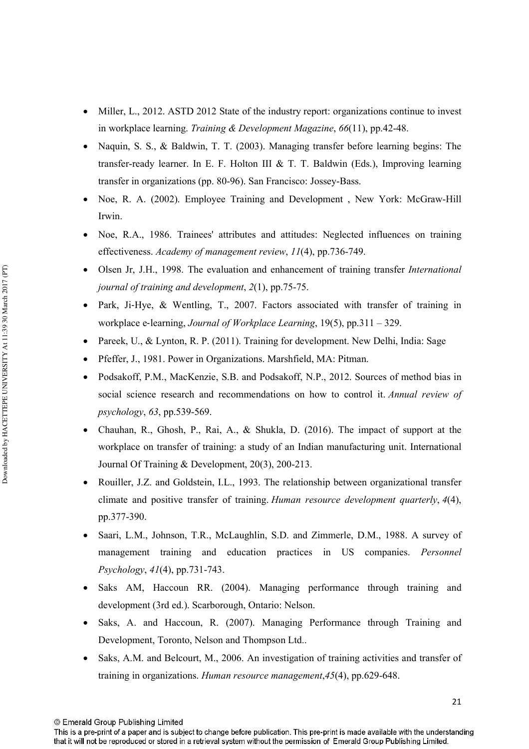- Miller, L., 2012. ASTD 2012 State of the industry report: organizations continue to invest in workplace learning. *Training & Development Magazine*, *66*(11), pp.42-48.
- Naquin, S. S., & Baldwin, T. T. (2003). Managing transfer before learning begins: The transfer-ready learner. In E. F. Holton III & T. T. Baldwin (Eds.), Improving learning transfer in organizations (pp. 80-96). San Francisco: Jossey-Bass.
- Noe, R. A. (2002). Employee Training and Development , New York: McGraw-Hill Irwin.
- Noe, R.A., 1986. Trainees' attributes and attitudes: Neglected influences on training effectiveness. *Academy of management review*, *11*(4), pp.736-749.
- Olsen Jr, J.H., 1998. The evaluation and enhancement of training transfer *International journal of training and development*, *2*(1), pp.75-75.
- Park, Ji-Hye, & Wentling, T., 2007. Factors associated with transfer of training in workplace e-learning, *Journal of Workplace Learning*, 19(5), pp.311 – 329.
- Pareek, U., & Lynton, R. P. (2011). Training for development. New Delhi, India: Sage
- Pfeffer, J., 1981. Power in Organizations. Marshfield, MA: Pitman.
- Podsakoff, P.M., MacKenzie, S.B. and Podsakoff, N.P., 2012. Sources of method bias in social science research and recommendations on how to control it. *Annual review of psychology*, *63*, pp.539-569.
- Chauhan, R., Ghosh, P., Rai, A., & Shukla, D. (2016). The impact of support at the workplace on transfer of training: a study of an Indian manufacturing unit. International Journal Of Training & Development, 20(3), 200-213.
- Rouiller, J.Z. and Goldstein, I.L., 1993. The relationship between organizational transfer climate and positive transfer of training. *Human resource development quarterly*, *4*(4), pp.377-390.
- Saari, L.M., Johnson, T.R., McLaughlin, S.D. and Zimmerle, D.M., 1988. A survey of management training and education practices in US companies. *Personnel Psychology*, *41*(4), pp.731-743.
- Saks AM, Haccoun RR. (2004). Managing performance through training and development (3rd ed.). Scarborough, Ontario: Nelson.
- Saks, A. and Haccoun, R. (2007). Managing Performance through Training and Development, Toronto, Nelson and Thompson Ltd..
- Saks, A.M. and Belcourt, M., 2006. An investigation of training activities and transfer of training in organizations. *Human resource management*,*45*(4), pp.629-648.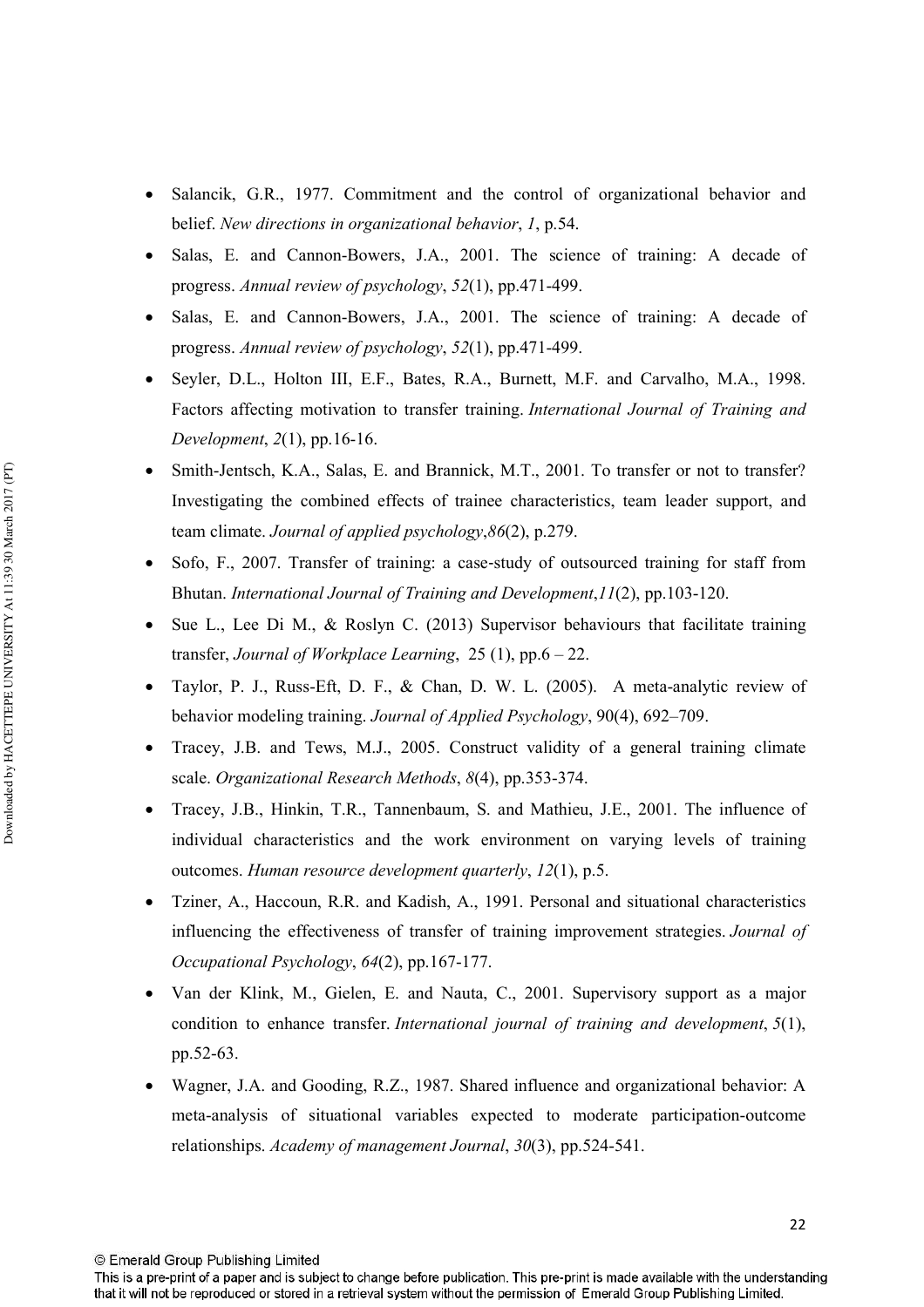- Salancik, G.R., 1977. Commitment and the control of organizational behavior and belief. *New directions in organizational behavior*, *1*, p.54.
- Salas, E. and Cannon-Bowers, J.A., 2001. The science of training: A decade of progress. *Annual review of psychology*, *52*(1), pp.471-499.
- Salas, E. and Cannon-Bowers, J.A., 2001. The science of training: A decade of progress. *Annual review of psychology*, *52*(1), pp.471-499.
- Seyler, D.L., Holton III, E.F., Bates, R.A., Burnett, M.F. and Carvalho, M.A., 1998. Factors affecting motivation to transfer training. *International Journal of Training and Development*, *2*(1), pp.16-16.
- Smith-Jentsch, K.A., Salas, E. and Brannick, M.T., 2001. To transfer or not to transfer? Investigating the combined effects of trainee characteristics, team leader support, and team climate. *Journal of applied psychology*,*86*(2), p.279.
- Sofo, F., 2007. Transfer of training: a case-study of outsourced training for staff from Bhutan. *International Journal of Training and Development*,*11*(2), pp.103-120.
- Sue L., Lee Di M., & Roslyn C. (2013) Supervisor behaviours that facilitate training transfer, *Journal of Workplace Learning*, 25 (1), pp.6 – 22.
- Taylor, P. J., Russ-Eft, D. F., & Chan, D. W. L. (2005). A meta-analytic review of behavior modeling training. *Journal of Applied Psychology*, 90(4), 692–709.
- Tracey, J.B. and Tews, M.J., 2005. Construct validity of a general training climate scale. *Organizational Research Methods*, *8*(4), pp.353-374.
- Tracey, J.B., Hinkin, T.R., Tannenbaum, S. and Mathieu, J.E., 2001. The influence of individual characteristics and the work environment on varying levels of training outcomes. *Human resource development quarterly*, *12*(1), p.5.
- Tziner, A., Haccoun, R.R. and Kadish, A., 1991. Personal and situational characteristics influencing the effectiveness of transfer of training improvement strategies. *Journal of Occupational Psychology*, *64*(2), pp.167-177.
- Van der Klink, M., Gielen, E. and Nauta, C., 2001. Supervisory support as a major condition to enhance transfer. *International journal of training and development*, *5*(1), pp.52-63.
- Wagner, J.A. and Gooding, R.Z., 1987. Shared influence and organizational behavior: A meta-analysis of situational variables expected to moderate participation-outcome relationships. *Academy of management Journal*, *30*(3), pp.524-541.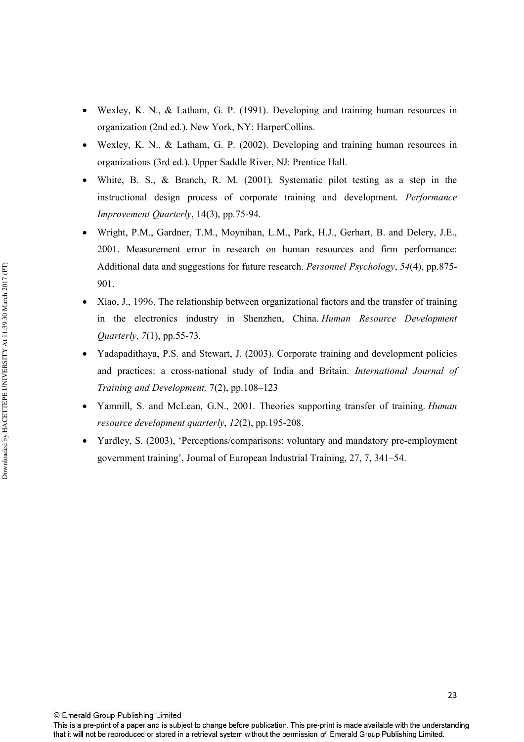- Wexley, K. N., & Latham, G. P. (1991). Developing and training human resources in organization (2nd ed.). New York, NY: HarperCollins.
- Wexley, K. N., & Latham, G. P. (2002). Developing and training human resources in organizations (3rd ed.). Upper Saddle River, NJ: Prentice Hall.
- White, B. S., & Branch, R. M. (2001). Systematic pilot testing as a step in the instructional design process of corporate training and development. *Performance Improvement Quarterly*, 14(3), pp.75-94.
- Wright, P.M., Gardner, T.M., Moynihan, L.M., Park, H.J., Gerhart, B. and Delery, J.E., 2001. Measurement error in research on human resources and firm performance: Additional data and suggestions for future research. *Personnel Psychology*, *54*(4), pp.875-901.
- Xiao, J., 1996. The relationship between organizational factors and the transfer of training in the electronics industry in Shenzhen, China. *Human Resource Development Quarterly*, *7*(1), pp.55-73.
- Yadapadithaya, P.S. and Stewart, J. (2003). Corporate training and development policies and practices: a cross-national study of India and Britain. *International Journal of Training and Development,* 7(2), pp.108–123
- Yamnill, S. and McLean, G.N., 2001. Theories supporting transfer of training. *Human resource development quarterly*, *12*(2), pp.195-208.
- Yardley, S. (2003), 'Perceptions/comparisons: voluntary and mandatory pre-employment government training', Journal of European Industrial Training, 27, 7, 341–54.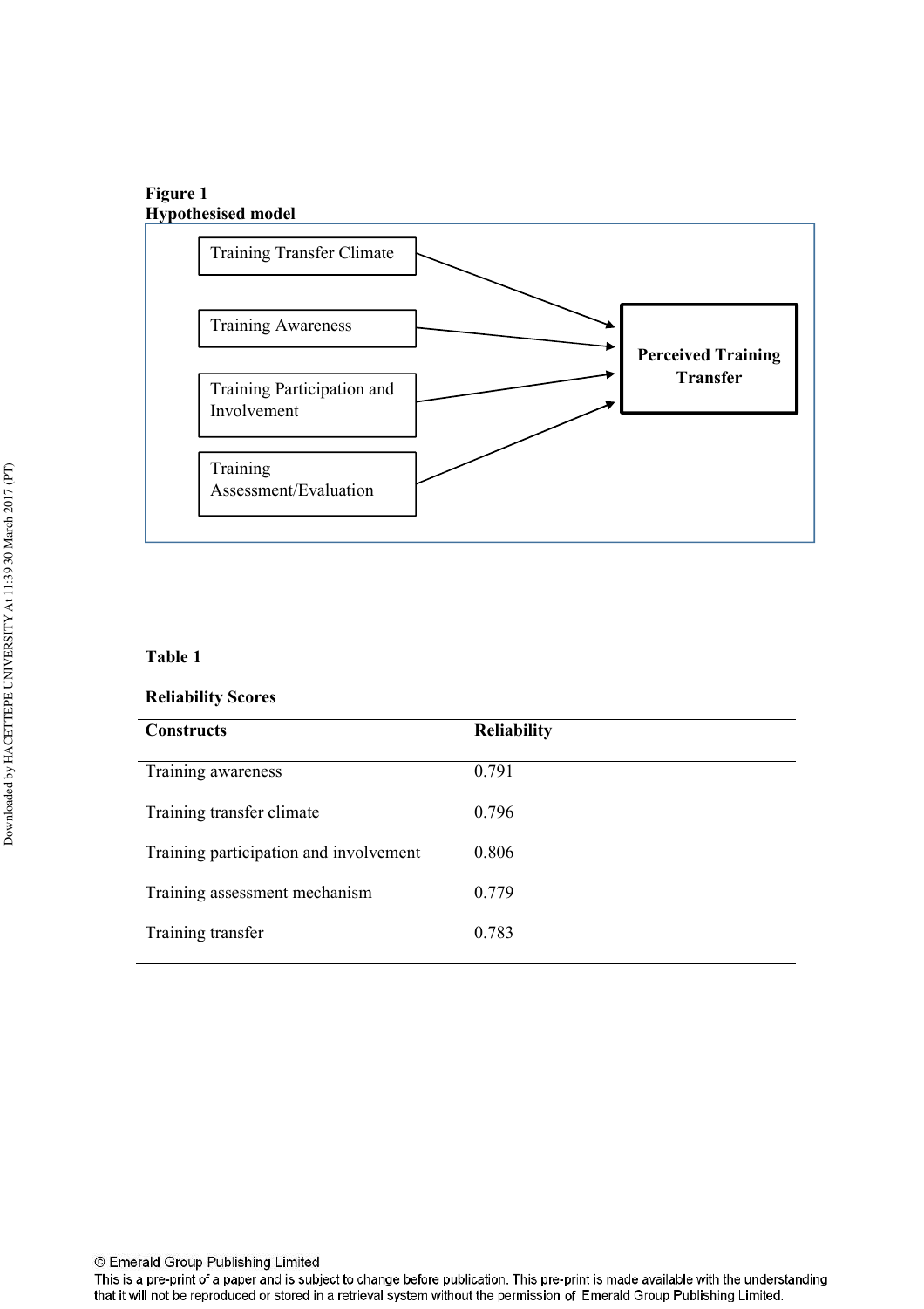**Figure 1**
**Hypothesised model**

Training Transfer Climate

Training Awareness

Training Participation and Involvement

Training Assessment/Evaluation

**Perceived Training Transfer**

**Table 1**

**Reliability Scores**

| **Constructs** | **Reliability** |
|---|---|
| Training awareness | 0.791 |
| Training transfer climate | 0.796 |
| Training participation and involvement | 0.806 |
| Training assessment mechanism | 0.779 |
| Training transfer | 0.783 |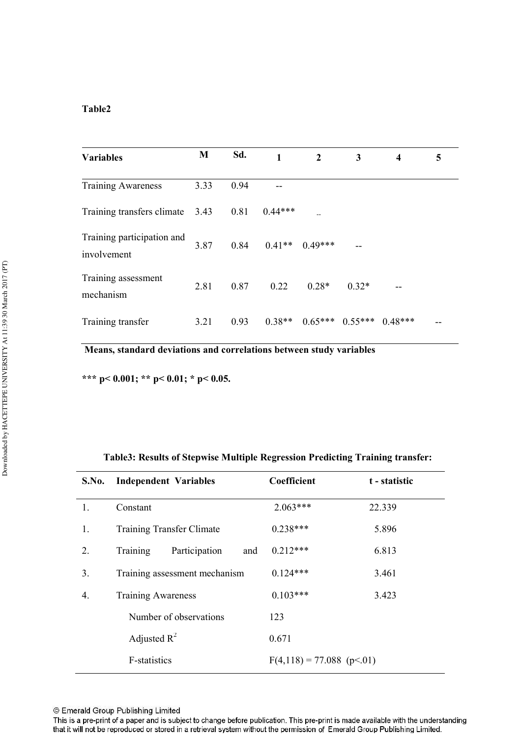**Table2**

| Variables | M | Sd. | 1 | 2 | 3 | 4 | 5 |
|---|---|---|---|---|---|---|---|
| Training Awareness | 3.33 | 0.94 | -- | | | | |
| Training transfers climate | 3.43 | 0.81 | 0.44*** | -- | | | |
| Training participation and involvement | 3.87 | 0.84 | 0.41** | 0.49*** | -- | | |
| Training assessment mechanism | 2.81 | 0.87 | 0.22 | 0.28* | 0.32* | -- | |
| Training transfer | 3.21 | 0.93 | 0.38** | 0.65*** | 0.55*** | 0.48*** | -- |

**Means, standard deviations and correlations between study variables**

**\*\*\* p< 0.001; \*\* p< 0.01; \* p< 0.05.**

**Table3: Results of Stepwise Multiple Regression Predicting Training transfer:**

| S.No. | Independent Variables | Coefficient | t - statistic |
|---|---|---|---|
| 1. | Constant | 2.063*** | 22.339 |
| 1. | Training Transfer Climate | 0.238*** | 5.896 |
| 2. | Training Participation and | 0.212*** | 6.813 |
| 3. | Training assessment mechanism | 0.124*** | 3.461 |
| 4. | Training Awareness | 0.103*** | 3.423 |
| | Number of observations | 123 | |
| | Adjusted $R^2$ | 0.671 | |
| | F-statistics | $F(4,118) = 77.088$ ($p<.01$) | |

© Emerald Group Publishing Limited

This is a pre-print of a paper and is subject to change before publication. This pre-print is made available with the understanding that it will not be reproduced or stored in a retrieval system without the permission of Emerald Group Publishing Limited.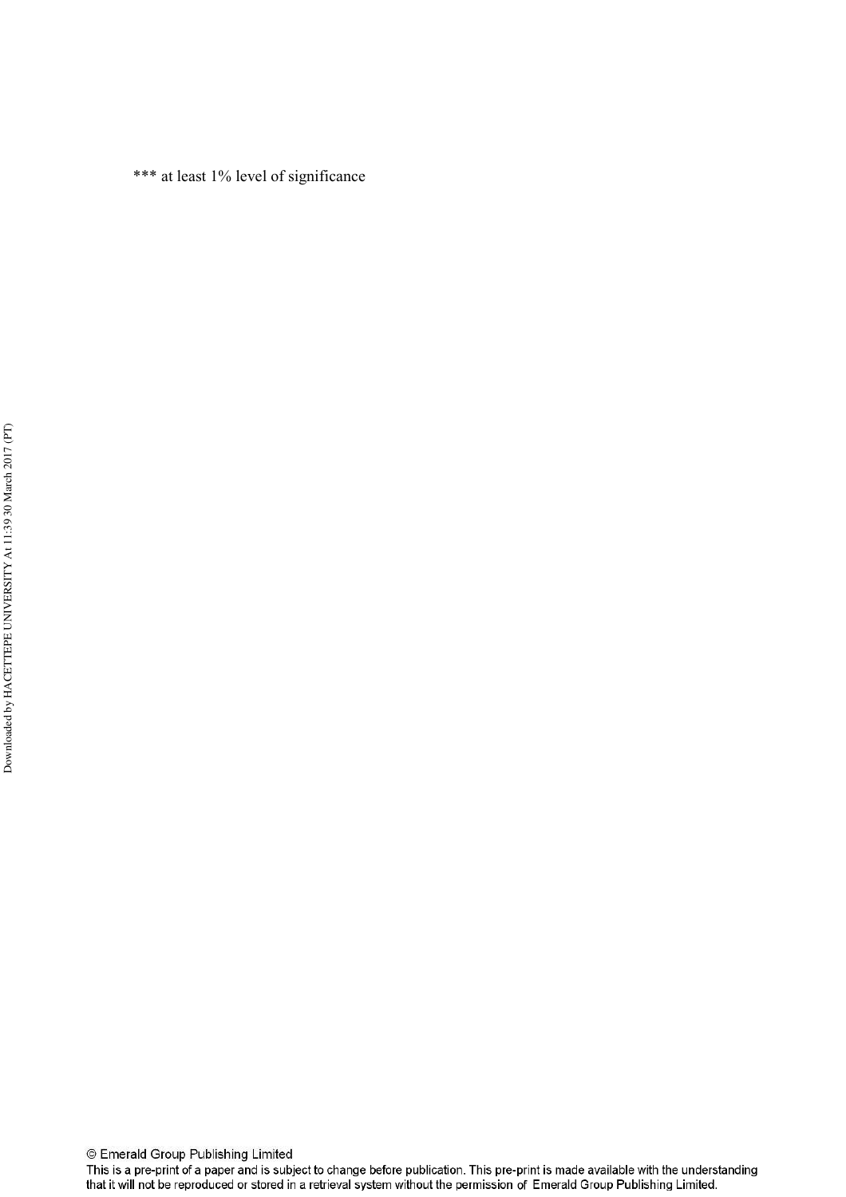*** at least 1% level of significance